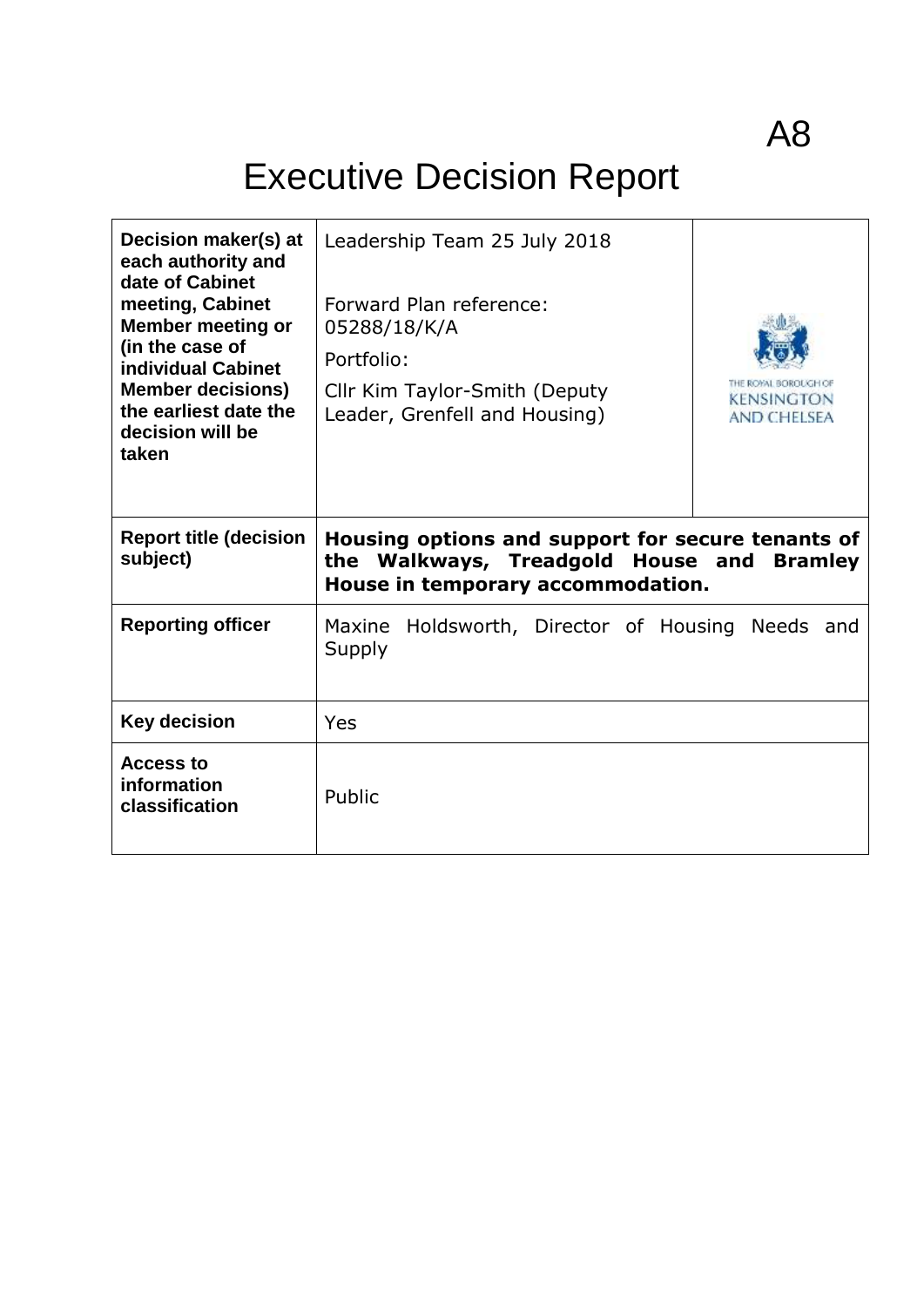A8

# Executive Decision Report

| | | |
|---|---|---|
| **Decision maker(s) at each authority and date of Cabinet meeting, Cabinet Member meeting or (in the case of individual Cabinet Member decisions) the earliest date the decision will be taken** | Leadership Team 25 July 2018<br><br>Forward Plan reference: 05288/18/K/A<br><br>Portfolio:<br><br>Cllr Kim Taylor-Smith (Deputy Leader, Grenfell and Housing) | THE ROYAL BOROUGH OF KENSINGTON AND CHELSEA |
| **Report title (decision subject)** | **Housing options and support for secure tenants of the Walkways, Treadgold House and Bramley House in temporary accommodation.** | |
| **Reporting officer** | Maxine Holdsworth, Director of Housing Needs and Supply | |
| **Key decision** | Yes | |
| **Access to information classification** | Public | |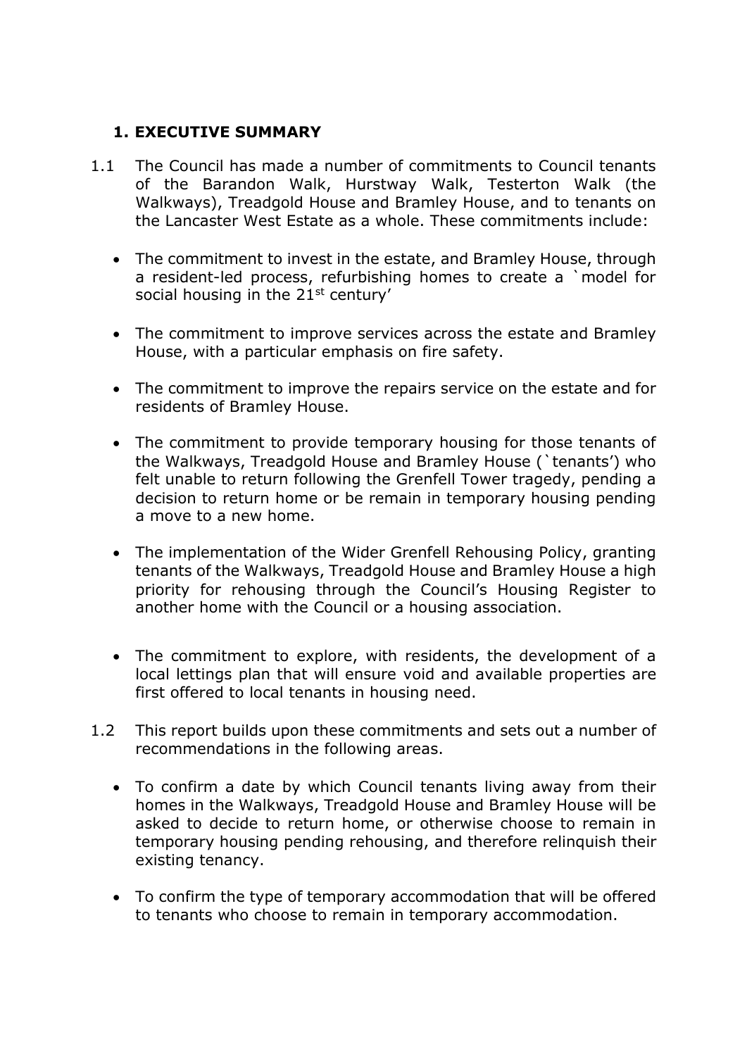## 1. EXECUTIVE SUMMARY

1.1 The Council has made a number of commitments to Council tenants of the Barandon Walk, Hurstway Walk, Testerton Walk (the Walkways), Treadgold House and Bramley House, and to tenants on the Lancaster West Estate as a whole. These commitments include:

- The commitment to invest in the estate, and Bramley House, through a resident-led process, refurbishing homes to create a `model for social housing in the 21st century'

- The commitment to improve services across the estate and Bramley House, with a particular emphasis on fire safety.

- The commitment to improve the repairs service on the estate and for residents of Bramley House.

- The commitment to provide temporary housing for those tenants of the Walkways, Treadgold House and Bramley House (`tenants') who felt unable to return following the Grenfell Tower tragedy, pending a decision to return home or be remain in temporary housing pending a move to a new home.

- The implementation of the Wider Grenfell Rehousing Policy, granting tenants of the Walkways, Treadgold House and Bramley House a high priority for rehousing through the Council's Housing Register to another home with the Council or a housing association.

- The commitment to explore, with residents, the development of a local lettings plan that will ensure void and available properties are first offered to local tenants in housing need.

1.2 This report builds upon these commitments and sets out a number of recommendations in the following areas.

- To confirm a date by which Council tenants living away from their homes in the Walkways, Treadgold House and Bramley House will be asked to decide to return home, or otherwise choose to remain in temporary housing pending rehousing, and therefore relinquish their existing tenancy.

- To confirm the type of temporary accommodation that will be offered to tenants who choose to remain in temporary accommodation.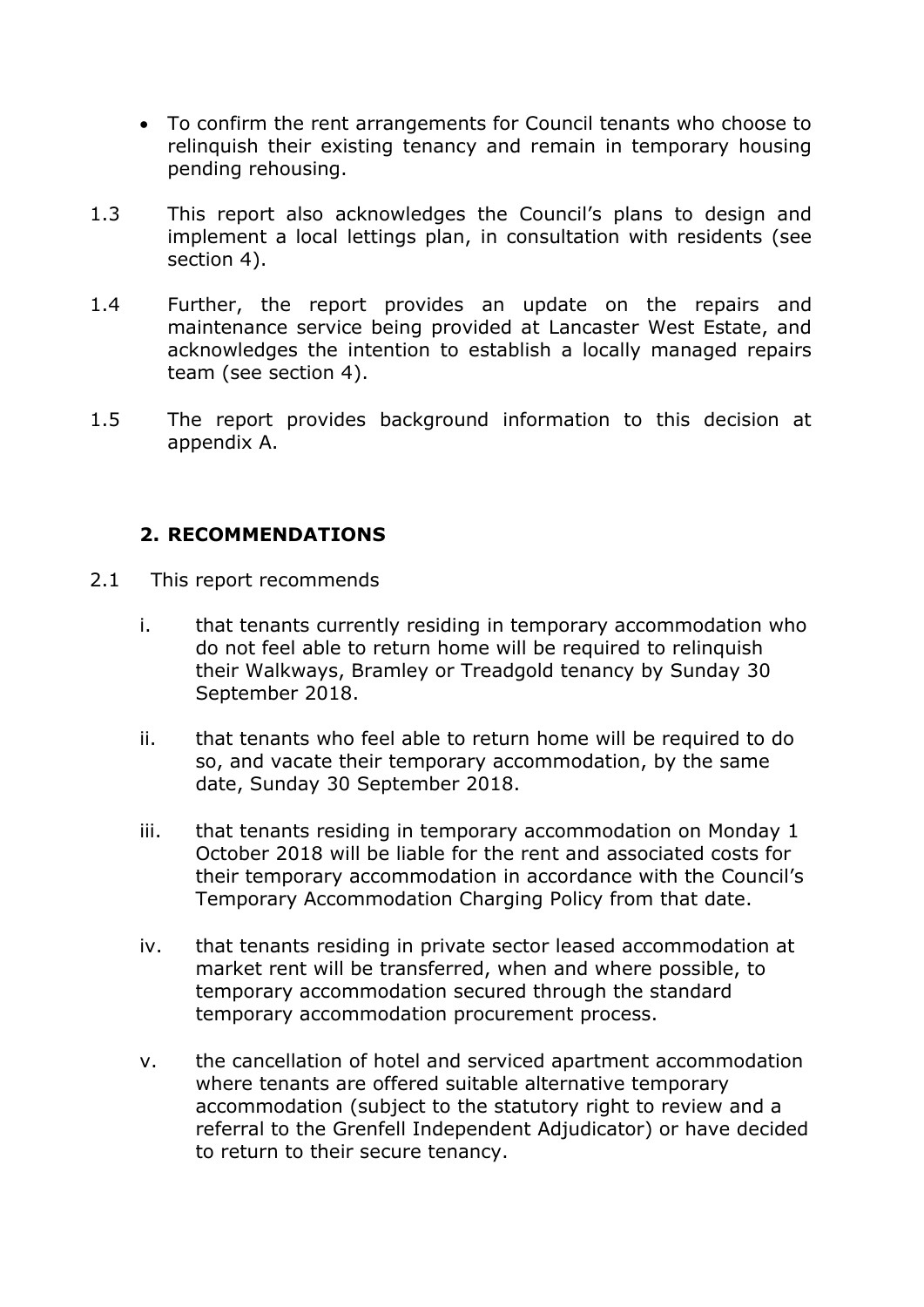- To confirm the rent arrangements for Council tenants who choose to relinquish their existing tenancy and remain in temporary housing pending rehousing.

1.3 This report also acknowledges the Council's plans to design and implement a local lettings plan, in consultation with residents (see section 4).

1.4 Further, the report provides an update on the repairs and maintenance service being provided at Lancaster West Estate, and acknowledges the intention to establish a locally managed repairs team (see section 4).

1.5 The report provides background information to this decision at appendix A.

## 2. RECOMMENDATIONS

2.1 This report recommends

i. that tenants currently residing in temporary accommodation who do not feel able to return home will be required to relinquish their Walkways, Bramley or Treadgold tenancy by Sunday 30 September 2018.

ii. that tenants who feel able to return home will be required to do so, and vacate their temporary accommodation, by the same date, Sunday 30 September 2018.

iii. that tenants residing in temporary accommodation on Monday 1 October 2018 will be liable for the rent and associated costs for their temporary accommodation in accordance with the Council's Temporary Accommodation Charging Policy from that date.

iv. that tenants residing in private sector leased accommodation at market rent will be transferred, when and where possible, to temporary accommodation secured through the standard temporary accommodation procurement process.

v. the cancellation of hotel and serviced apartment accommodation where tenants are offered suitable alternative temporary accommodation (subject to the statutory right to review and a referral to the Grenfell Independent Adjudicator) or have decided to return to their secure tenancy.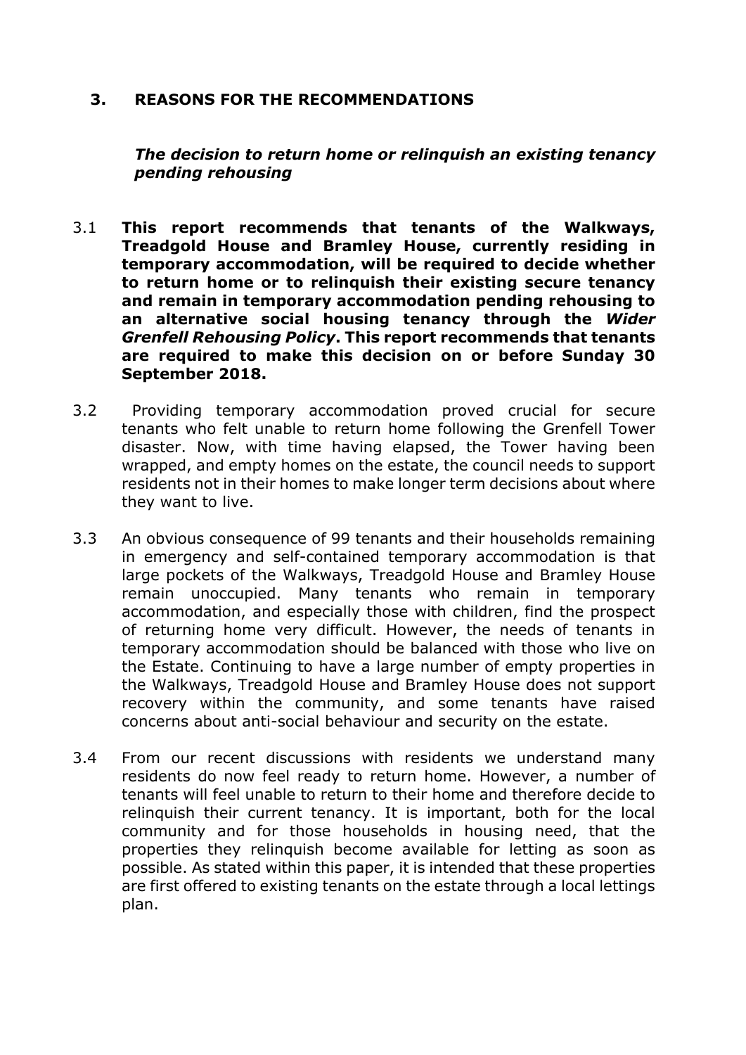## 3. REASONS FOR THE RECOMMENDATIONS

***The decision to return home or relinquish an existing tenancy pending rehousing***

3.1 **This report recommends that tenants of the Walkways, Treadgold House and Bramley House, currently residing in temporary accommodation, will be required to decide whether to return home or to relinquish their existing secure tenancy and remain in temporary accommodation pending rehousing to an alternative social housing tenancy through the *Wider Grenfell Rehousing Policy*. This report recommends that tenants are required to make this decision on or before Sunday 30 September 2018.**

3.2 Providing temporary accommodation proved crucial for secure tenants who felt unable to return home following the Grenfell Tower disaster. Now, with time having elapsed, the Tower having been wrapped, and empty homes on the estate, the council needs to support residents not in their homes to make longer term decisions about where they want to live.

3.3 An obvious consequence of 99 tenants and their households remaining in emergency and self-contained temporary accommodation is that large pockets of the Walkways, Treadgold House and Bramley House remain unoccupied. Many tenants who remain in temporary accommodation, and especially those with children, find the prospect of returning home very difficult. However, the needs of tenants in temporary accommodation should be balanced with those who live on the Estate. Continuing to have a large number of empty properties in the Walkways, Treadgold House and Bramley House does not support recovery within the community, and some tenants have raised concerns about anti-social behaviour and security on the estate.

3.4 From our recent discussions with residents we understand many residents do now feel ready to return home. However, a number of tenants will feel unable to return to their home and therefore decide to relinquish their current tenancy. It is important, both for the local community and for those households in housing need, that the properties they relinquish become available for letting as soon as possible. As stated within this paper, it is intended that these properties are first offered to existing tenants on the estate through a local lettings plan.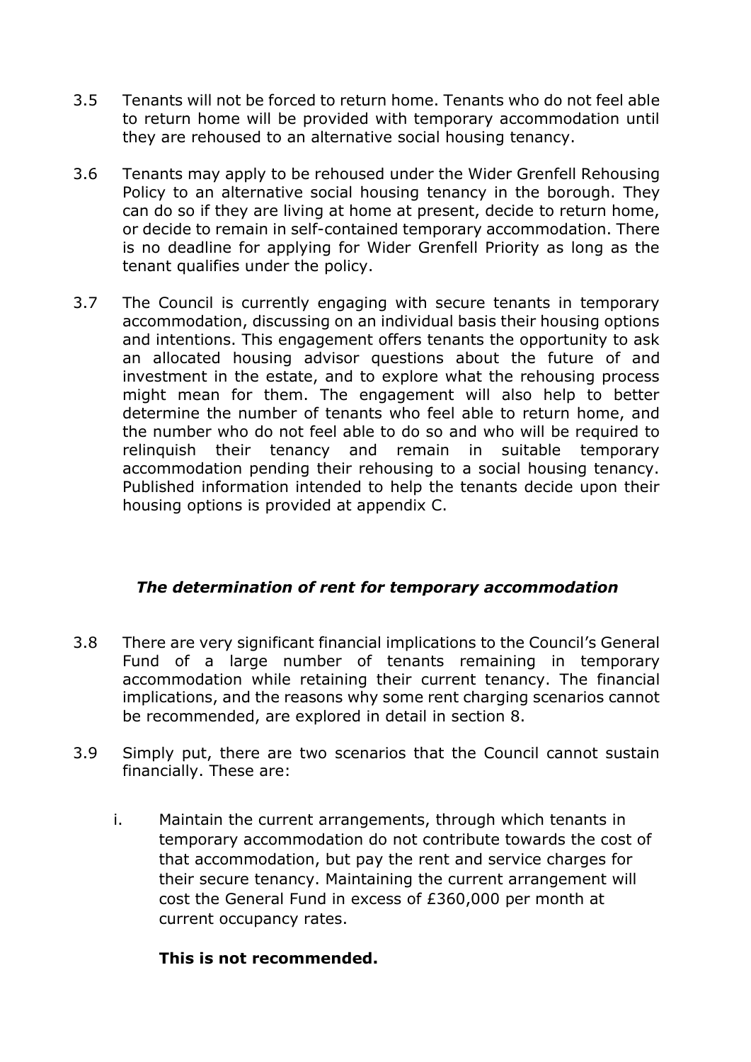3.5 Tenants will not be forced to return home. Tenants who do not feel able to return home will be provided with temporary accommodation until they are rehoused to an alternative social housing tenancy.

3.6 Tenants may apply to be rehoused under the Wider Grenfell Rehousing Policy to an alternative social housing tenancy in the borough. They can do so if they are living at home at present, decide to return home, or decide to remain in self-contained temporary accommodation. There is no deadline for applying for Wider Grenfell Priority as long as the tenant qualifies under the policy.

3.7 The Council is currently engaging with secure tenants in temporary accommodation, discussing on an individual basis their housing options and intentions. This engagement offers tenants the opportunity to ask an allocated housing advisor questions about the future of and investment in the estate, and to explore what the rehousing process might mean for them. The engagement will also help to better determine the number of tenants who feel able to return home, and the number who do not feel able to do so and who will be required to relinquish their tenancy and remain in suitable temporary accommodation pending their rehousing to a social housing tenancy. Published information intended to help the tenants decide upon their housing options is provided at appendix C.

### *The determination of rent for temporary accommodation*

3.8 There are very significant financial implications to the Council's General Fund of a large number of tenants remaining in temporary accommodation while retaining their current tenancy. The financial implications, and the reasons why some rent charging scenarios cannot be recommended, are explored in detail in section 8.

3.9 Simply put, there are two scenarios that the Council cannot sustain financially. These are:

i. Maintain the current arrangements, through which tenants in temporary accommodation do not contribute towards the cost of that accommodation, but pay the rent and service charges for their secure tenancy. Maintaining the current arrangement will cost the General Fund in excess of £360,000 per month at current occupancy rates.

**This is not recommended.**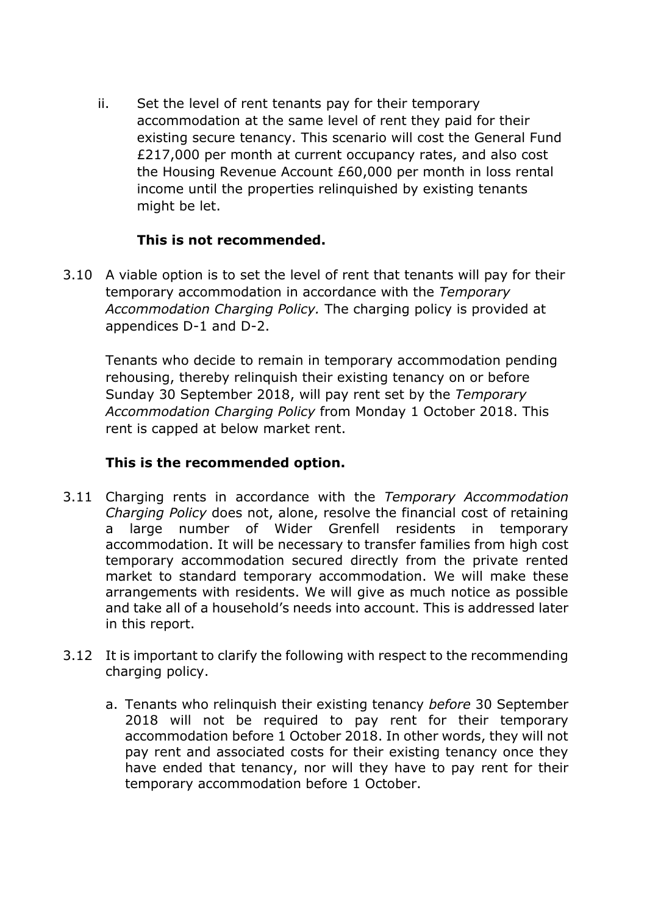ii. Set the level of rent tenants pay for their temporary accommodation at the same level of rent they paid for their existing secure tenancy. This scenario will cost the General Fund £217,000 per month at current occupancy rates, and also cost the Housing Revenue Account £60,000 per month in loss rental income until the properties relinquished by existing tenants might be let.

    **This is not recommended.**

3.10 A viable option is to set the level of rent that tenants will pay for their temporary accommodation in accordance with the *Temporary Accommodation Charging Policy.* The charging policy is provided at appendices D-1 and D-2.

Tenants who decide to remain in temporary accommodation pending rehousing, thereby relinquish their existing tenancy on or before Sunday 30 September 2018, will pay rent set by the *Temporary Accommodation Charging Policy* from Monday 1 October 2018. This rent is capped at below market rent.

**This is the recommended option.**

3.11 Charging rents in accordance with the *Temporary Accommodation Charging Policy* does not, alone, resolve the financial cost of retaining a large number of Wider Grenfell residents in temporary accommodation. It will be necessary to transfer families from high cost temporary accommodation secured directly from the private rented market to standard temporary accommodation. We will make these arrangements with residents. We will give as much notice as possible and take all of a household's needs into account. This is addressed later in this report.

3.12 It is important to clarify the following with respect to the recommending charging policy.

a. Tenants who relinquish their existing tenancy *before* 30 September 2018 will not be required to pay rent for their temporary accommodation before 1 October 2018. In other words, they will not pay rent and associated costs for their existing tenancy once they have ended that tenancy, nor will they have to pay rent for their temporary accommodation before 1 October.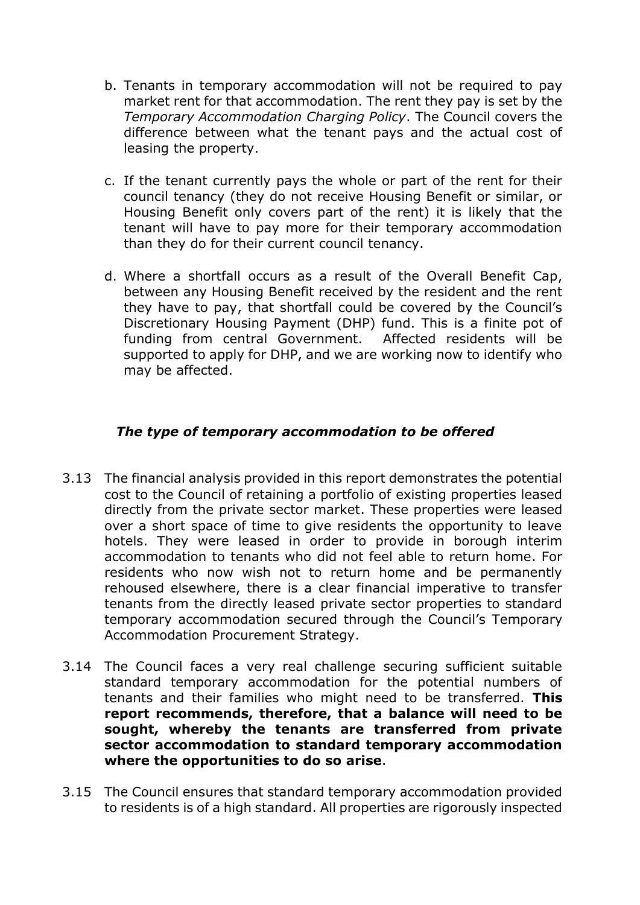b. Tenants in temporary accommodation will not be required to pay market rent for that accommodation. The rent they pay is set by the *Temporary Accommodation Charging Policy*. The Council covers the difference between what the tenant pays and the actual cost of leasing the property.

c. If the tenant currently pays the whole or part of the rent for their council tenancy (they do not receive Housing Benefit or similar, or Housing Benefit only covers part of the rent) it is likely that the tenant will have to pay more for their temporary accommodation than they do for their current council tenancy.

d. Where a shortfall occurs as a result of the Overall Benefit Cap, between any Housing Benefit received by the resident and the rent they have to pay, that shortfall could be covered by the Council's Discretionary Housing Payment (DHP) fund. This is a finite pot of funding from central Government. Affected residents will be supported to apply for DHP, and we are working now to identify who may be affected.

***The type of temporary accommodation to be offered***

3.13 The financial analysis provided in this report demonstrates the potential cost to the Council of retaining a portfolio of existing properties leased directly from the private sector market. These properties were leased over a short space of time to give residents the opportunity to leave hotels. They were leased in order to provide in borough interim accommodation to tenants who did not feel able to return home. For residents who now wish not to return home and be permanently rehoused elsewhere, there is a clear financial imperative to transfer tenants from the directly leased private sector properties to standard temporary accommodation secured through the Council's Temporary Accommodation Procurement Strategy.

3.14 The Council faces a very real challenge securing sufficient suitable standard temporary accommodation for the potential numbers of tenants and their families who might need to be transferred. **This report recommends, therefore, that a balance will need to be sought, whereby the tenants are transferred from private sector accommodation to standard temporary accommodation where the opportunities to do so arise**.

3.15 The Council ensures that standard temporary accommodation provided to residents is of a high standard. All properties are rigorously inspected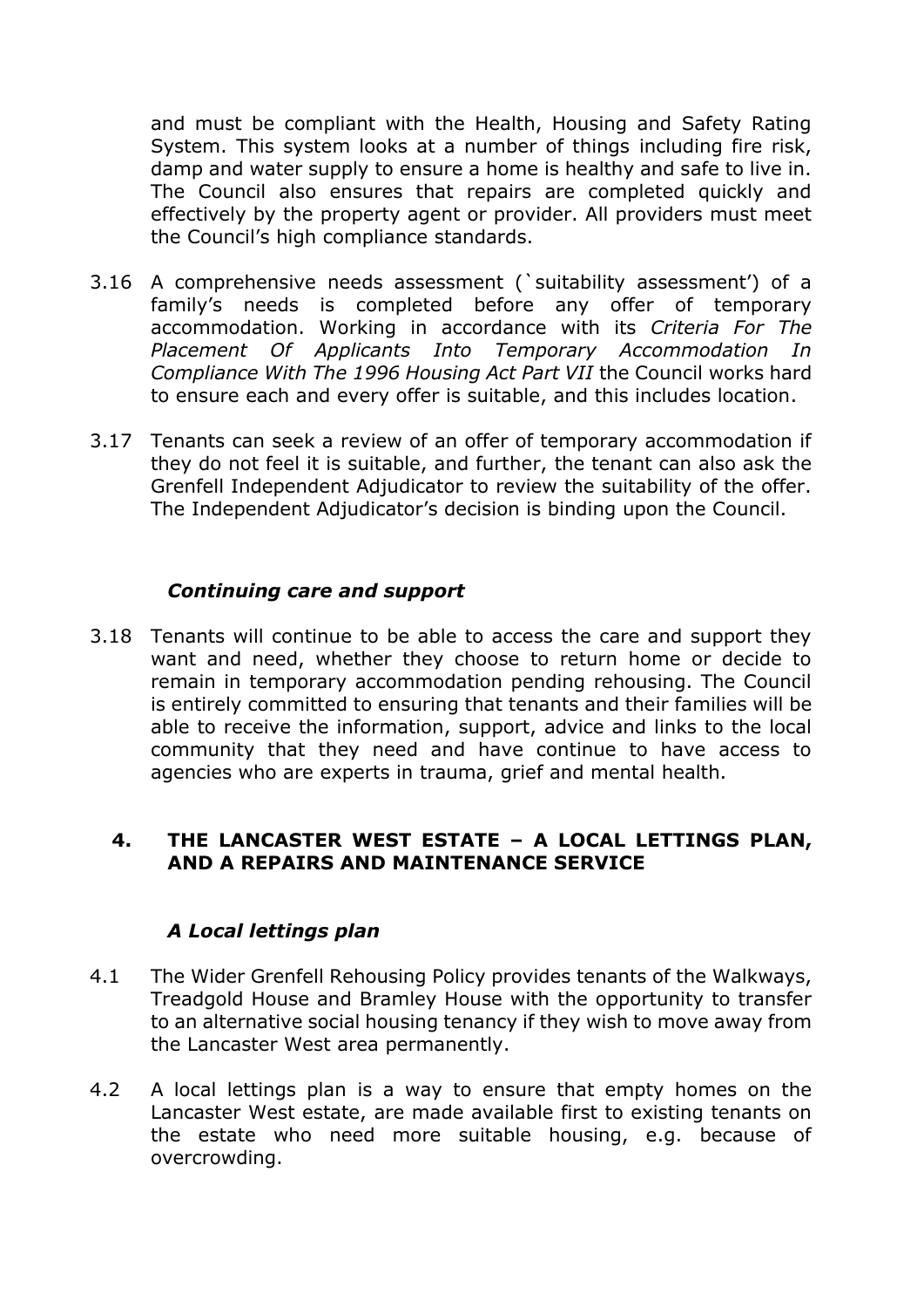and must be compliant with the Health, Housing and Safety Rating System. This system looks at a number of things including fire risk, damp and water supply to ensure a home is healthy and safe to live in. The Council also ensures that repairs are completed quickly and effectively by the property agent or provider. All providers must meet the Council's high compliance standards.

3.16 A comprehensive needs assessment (`suitability assessment') of a family's needs is completed before any offer of temporary accommodation. Working in accordance with its *Criteria For The Placement Of Applicants Into Temporary Accommodation In Compliance With The 1996 Housing Act Part VII* the Council works hard to ensure each and every offer is suitable, and this includes location.

3.17 Tenants can seek a review of an offer of temporary accommodation if they do not feel it is suitable, and further, the tenant can also ask the Grenfell Independent Adjudicator to review the suitability of the offer. The Independent Adjudicator's decision is binding upon the Council.

### *Continuing care and support*

3.18 Tenants will continue to be able to access the care and support they want and need, whether they choose to return home or decide to remain in temporary accommodation pending rehousing. The Council is entirely committed to ensuring that tenants and their families will be able to receive the information, support, advice and links to the local community that they need and have continue to have access to agencies who are experts in trauma, grief and mental health.

## 4. THE LANCASTER WEST ESTATE – A LOCAL LETTINGS PLAN, AND A REPAIRS AND MAINTENANCE SERVICE

### *A Local lettings plan*

4.1 The Wider Grenfell Rehousing Policy provides tenants of the Walkways, Treadgold House and Bramley House with the opportunity to transfer to an alternative social housing tenancy if they wish to move away from the Lancaster West area permanently.

4.2 A local lettings plan is a way to ensure that empty homes on the Lancaster West estate, are made available first to existing tenants on the estate who need more suitable housing, e.g. because of overcrowding.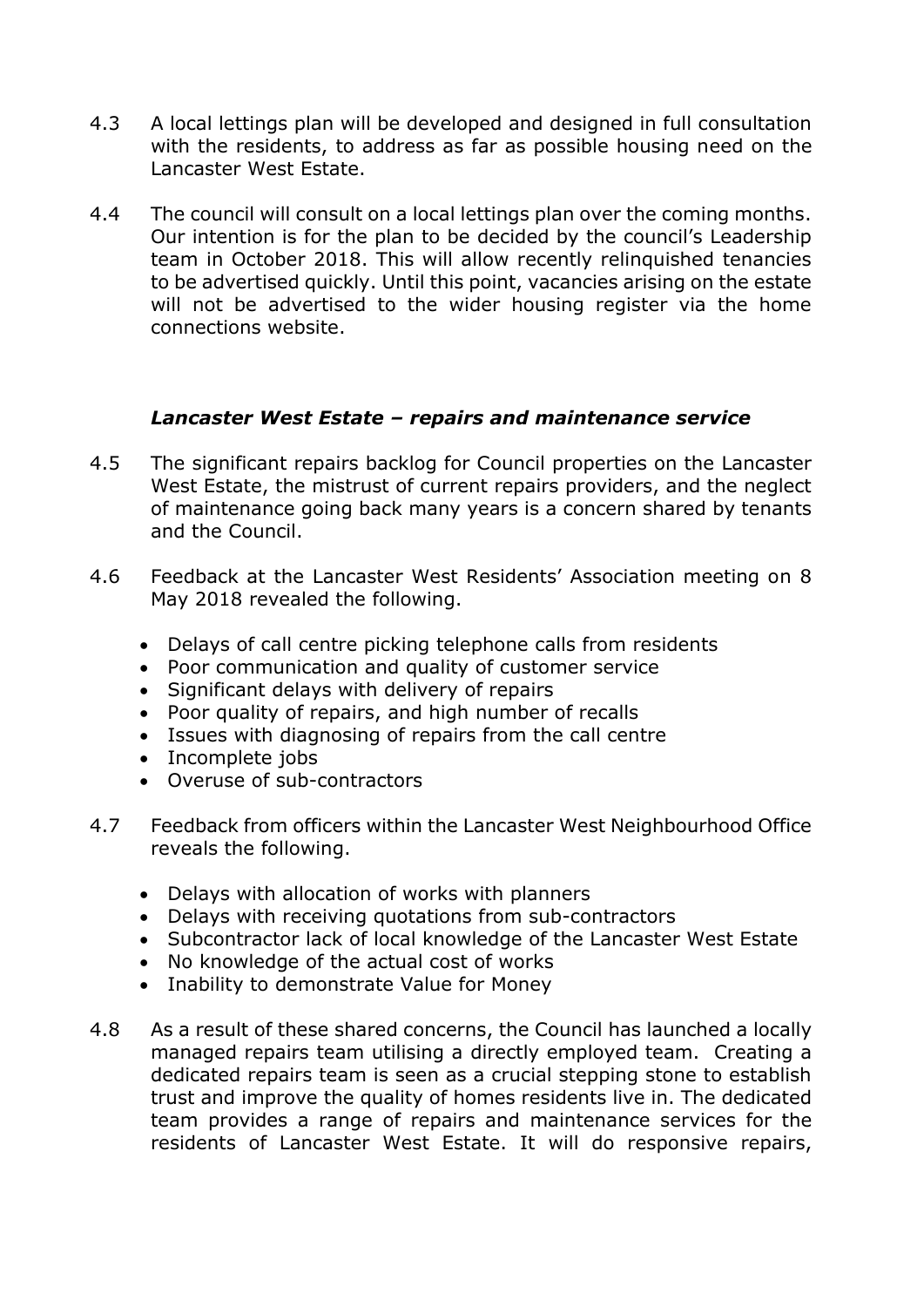4.3 A local lettings plan will be developed and designed in full consultation with the residents, to address as far as possible housing need on the Lancaster West Estate.

4.4 The council will consult on a local lettings plan over the coming months. Our intention is for the plan to be decided by the council's Leadership team in October 2018. This will allow recently relinquished tenancies to be advertised quickly. Until this point, vacancies arising on the estate will not be advertised to the wider housing register via the home connections website.

### *Lancaster West Estate – repairs and maintenance service*

4.5 The significant repairs backlog for Council properties on the Lancaster West Estate, the mistrust of current repairs providers, and the neglect of maintenance going back many years is a concern shared by tenants and the Council.

4.6 Feedback at the Lancaster West Residents' Association meeting on 8 May 2018 revealed the following.

- Delays of call centre picking telephone calls from residents
- Poor communication and quality of customer service
- Significant delays with delivery of repairs
- Poor quality of repairs, and high number of recalls
- Issues with diagnosing of repairs from the call centre
- Incomplete jobs
- Overuse of sub-contractors

4.7 Feedback from officers within the Lancaster West Neighbourhood Office reveals the following.

- Delays with allocation of works with planners
- Delays with receiving quotations from sub-contractors
- Subcontractor lack of local knowledge of the Lancaster West Estate
- No knowledge of the actual cost of works
- Inability to demonstrate Value for Money

4.8 As a result of these shared concerns, the Council has launched a locally managed repairs team utilising a directly employed team. Creating a dedicated repairs team is seen as a crucial stepping stone to establish trust and improve the quality of homes residents live in. The dedicated team provides a range of repairs and maintenance services for the residents of Lancaster West Estate. It will do responsive repairs,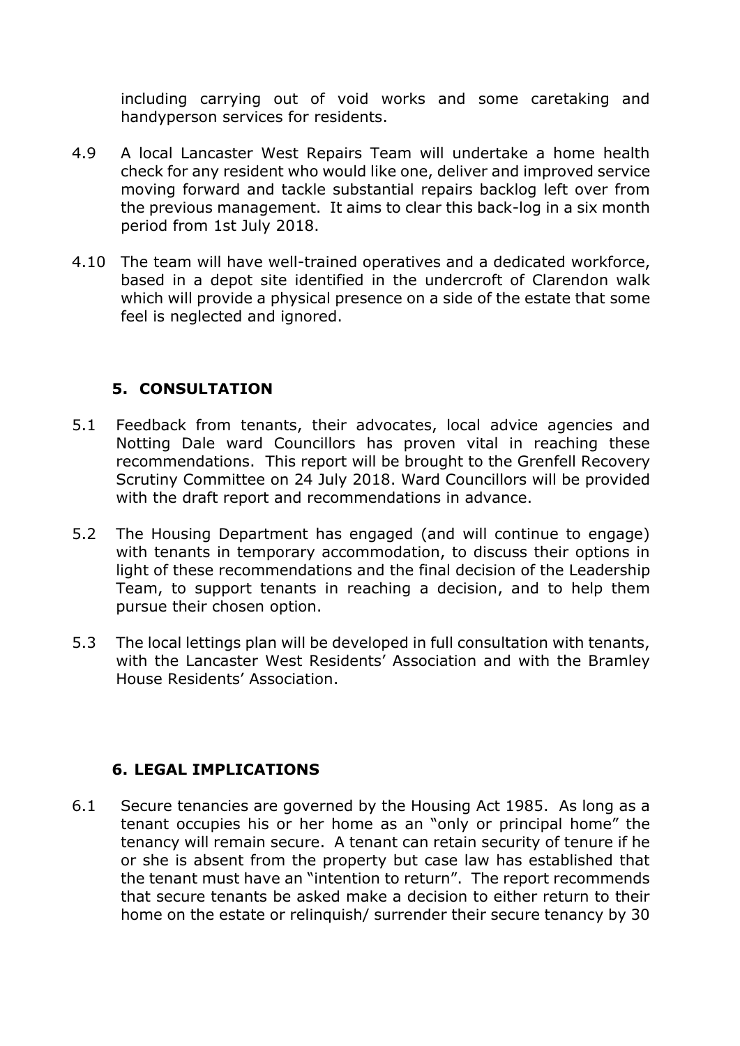including carrying out of void works and some caretaking and handyperson services for residents.

4.9 A local Lancaster West Repairs Team will undertake a home health check for any resident who would like one, deliver and improved service moving forward and tackle substantial repairs backlog left over from the previous management. It aims to clear this back-log in a six month period from 1st July 2018.

4.10 The team will have well-trained operatives and a dedicated workforce, based in a depot site identified in the undercroft of Clarendon walk which will provide a physical presence on a side of the estate that some feel is neglected and ignored.

## 5. CONSULTATION

5.1 Feedback from tenants, their advocates, local advice agencies and Notting Dale ward Councillors has proven vital in reaching these recommendations. This report will be brought to the Grenfell Recovery Scrutiny Committee on 24 July 2018. Ward Councillors will be provided with the draft report and recommendations in advance.

5.2 The Housing Department has engaged (and will continue to engage) with tenants in temporary accommodation, to discuss their options in light of these recommendations and the final decision of the Leadership Team, to support tenants in reaching a decision, and to help them pursue their chosen option.

5.3 The local lettings plan will be developed in full consultation with tenants, with the Lancaster West Residents' Association and with the Bramley House Residents' Association.

## 6. LEGAL IMPLICATIONS

6.1 Secure tenancies are governed by the Housing Act 1985. As long as a tenant occupies his or her home as an "only or principal home" the tenancy will remain secure. A tenant can retain security of tenure if he or she is absent from the property but case law has established that the tenant must have an "intention to return". The report recommends that secure tenants be asked make a decision to either return to their home on the estate or relinquish/ surrender their secure tenancy by 30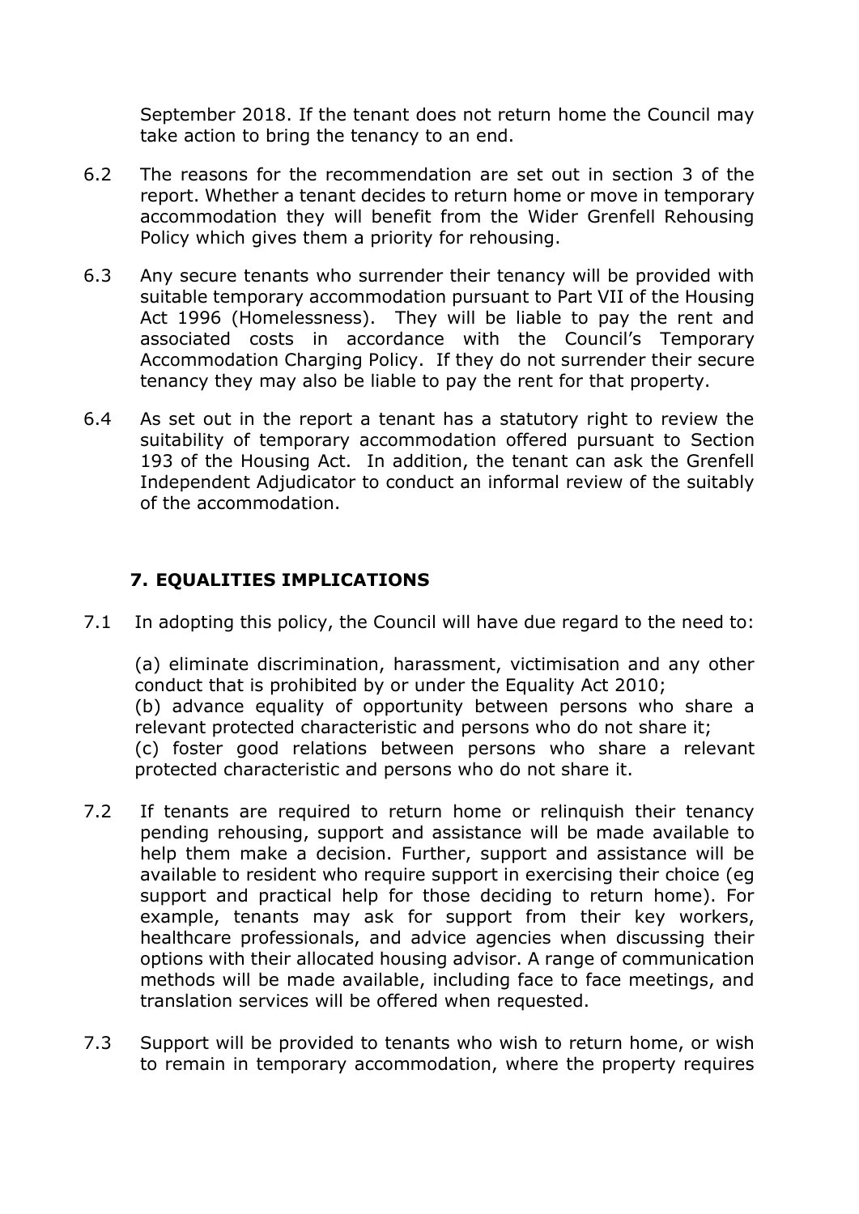September 2018. If the tenant does not return home the Council may take action to bring the tenancy to an end.

6.2 The reasons for the recommendation are set out in section 3 of the report. Whether a tenant decides to return home or move in temporary accommodation they will benefit from the Wider Grenfell Rehousing Policy which gives them a priority for rehousing.

6.3 Any secure tenants who surrender their tenancy will be provided with suitable temporary accommodation pursuant to Part VII of the Housing Act 1996 (Homelessness). They will be liable to pay the rent and associated costs in accordance with the Council's Temporary Accommodation Charging Policy. If they do not surrender their secure tenancy they may also be liable to pay the rent for that property.

6.4 As set out in the report a tenant has a statutory right to review the suitability of temporary accommodation offered pursuant to Section 193 of the Housing Act. In addition, the tenant can ask the Grenfell Independent Adjudicator to conduct an informal review of the suitably of the accommodation.

## 7. EQUALITIES IMPLICATIONS

7.1 In adopting this policy, the Council will have due regard to the need to:

(a) eliminate discrimination, harassment, victimisation and any other conduct that is prohibited by or under the Equality Act 2010;
(b) advance equality of opportunity between persons who share a relevant protected characteristic and persons who do not share it;
(c) foster good relations between persons who share a relevant protected characteristic and persons who do not share it.

7.2 If tenants are required to return home or relinquish their tenancy pending rehousing, support and assistance will be made available to help them make a decision. Further, support and assistance will be available to resident who require support in exercising their choice (eg support and practical help for those deciding to return home). For example, tenants may ask for support from their key workers, healthcare professionals, and advice agencies when discussing their options with their allocated housing advisor. A range of communication methods will be made available, including face to face meetings, and translation services will be offered when requested.

7.3 Support will be provided to tenants who wish to return home, or wish to remain in temporary accommodation, where the property requires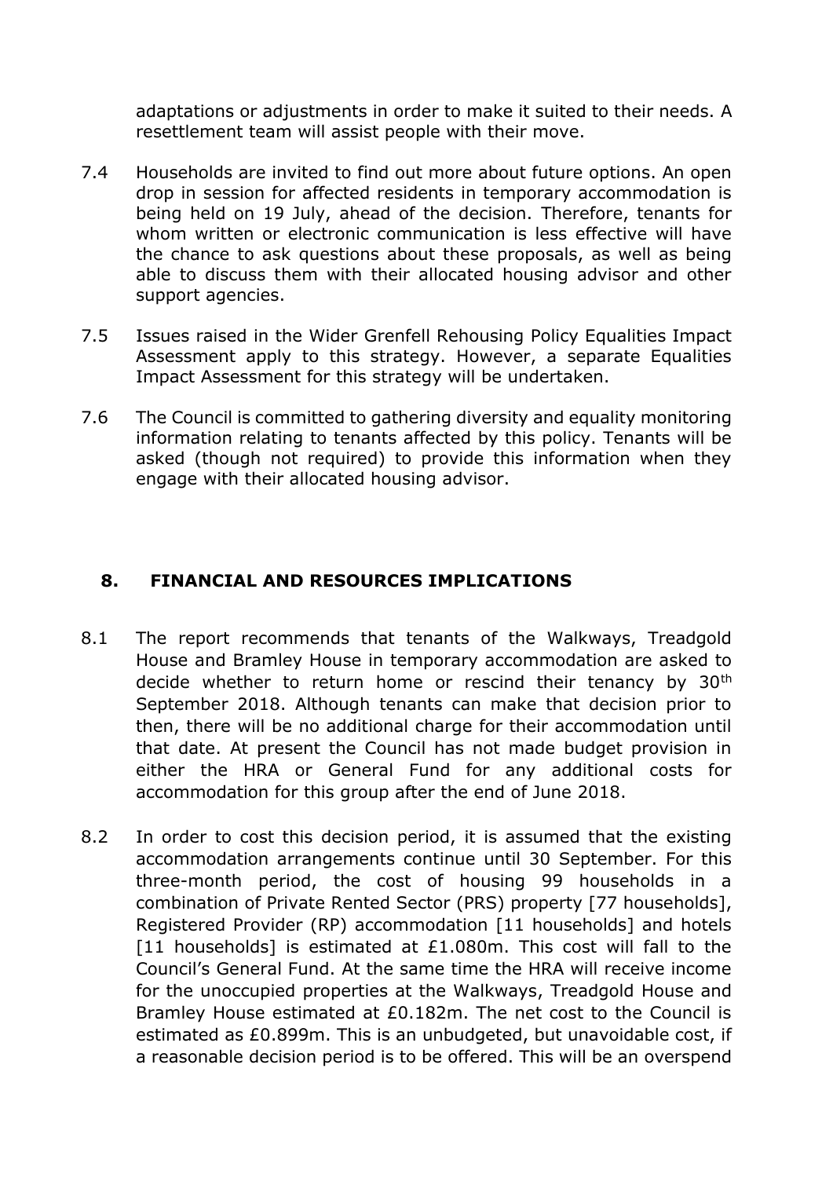adaptations or adjustments in order to make it suited to their needs. A resettlement team will assist people with their move.

7.4 Households are invited to find out more about future options. An open drop in session for affected residents in temporary accommodation is being held on 19 July, ahead of the decision. Therefore, tenants for whom written or electronic communication is less effective will have the chance to ask questions about these proposals, as well as being able to discuss them with their allocated housing advisor and other support agencies.

7.5 Issues raised in the Wider Grenfell Rehousing Policy Equalities Impact Assessment apply to this strategy. However, a separate Equalities Impact Assessment for this strategy will be undertaken.

7.6 The Council is committed to gathering diversity and equality monitoring information relating to tenants affected by this policy. Tenants will be asked (though not required) to provide this information when they engage with their allocated housing advisor.

## 8. FINANCIAL AND RESOURCES IMPLICATIONS

8.1 The report recommends that tenants of the Walkways, Treadgold House and Bramley House in temporary accommodation are asked to decide whether to return home or rescind their tenancy by 30th September 2018. Although tenants can make that decision prior to then, there will be no additional charge for their accommodation until that date. At present the Council has not made budget provision in either the HRA or General Fund for any additional costs for accommodation for this group after the end of June 2018.

8.2 In order to cost this decision period, it is assumed that the existing accommodation arrangements continue until 30 September. For this three-month period, the cost of housing 99 households in a combination of Private Rented Sector (PRS) property [77 households], Registered Provider (RP) accommodation [11 households] and hotels [11 households] is estimated at £1.080m. This cost will fall to the Council's General Fund. At the same time the HRA will receive income for the unoccupied properties at the Walkways, Treadgold House and Bramley House estimated at £0.182m. The net cost to the Council is estimated as £0.899m. This is an unbudgeted, but unavoidable cost, if a reasonable decision period is to be offered. This will be an overspend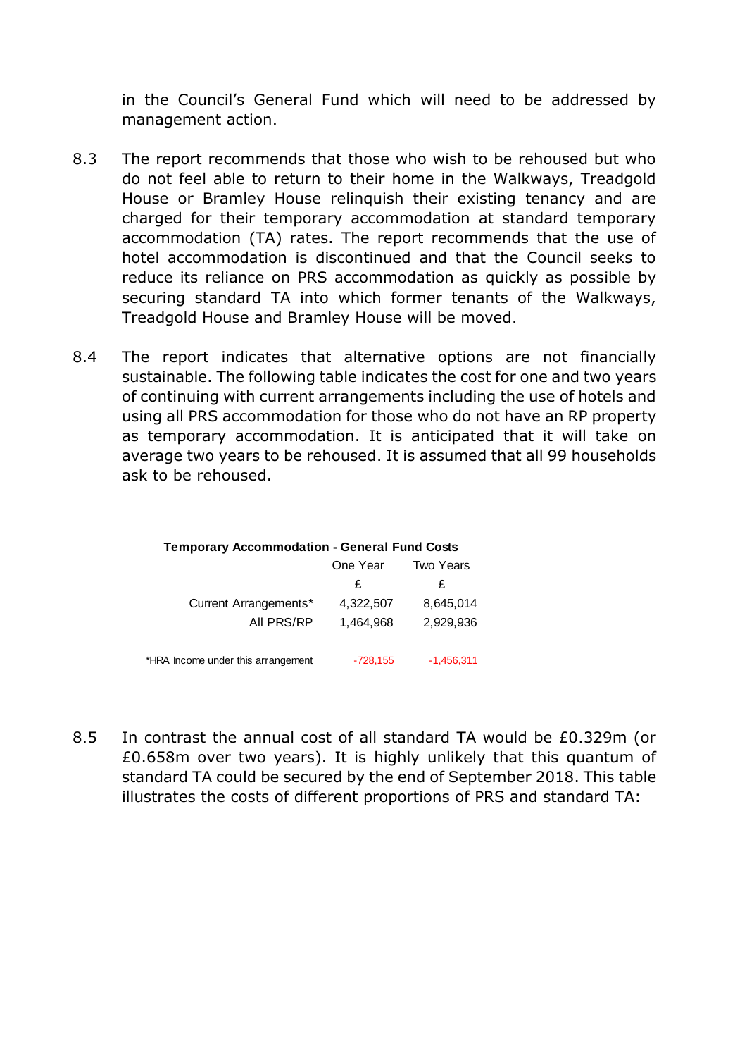in the Council's General Fund which will need to be addressed by management action.

8.3 The report recommends that those who wish to be rehoused but who do not feel able to return to their home in the Walkways, Treadgold House or Bramley House relinquish their existing tenancy and are charged for their temporary accommodation at standard temporary accommodation (TA) rates. The report recommends that the use of hotel accommodation is discontinued and that the Council seeks to reduce its reliance on PRS accommodation as quickly as possible by securing standard TA into which former tenants of the Walkways, Treadgold House and Bramley House will be moved.

8.4 The report indicates that alternative options are not financially sustainable. The following table indicates the cost for one and two years of continuing with current arrangements including the use of hotels and using all PRS accommodation for those who do not have an RP property as temporary accommodation. It is anticipated that it will take on average two years to be rehoused. It is assumed that all 99 households ask to be rehoused.

**Temporary Accommodation - General Fund Costs**

| | One Year | Two Years |
|---|---|---|
| | £ | £ |
| Current Arrangements* | 4,322,507 | 8,645,014 |
| All PRS/RP | 1,464,968 | 2,929,936 |
| *HRA Income under this arrangement | -728,155 | -1,456,311 |

8.5 In contrast the annual cost of all standard TA would be £0.329m (or £0.658m over two years). It is highly unlikely that this quantum of standard TA could be secured by the end of September 2018. This table illustrates the costs of different proportions of PRS and standard TA: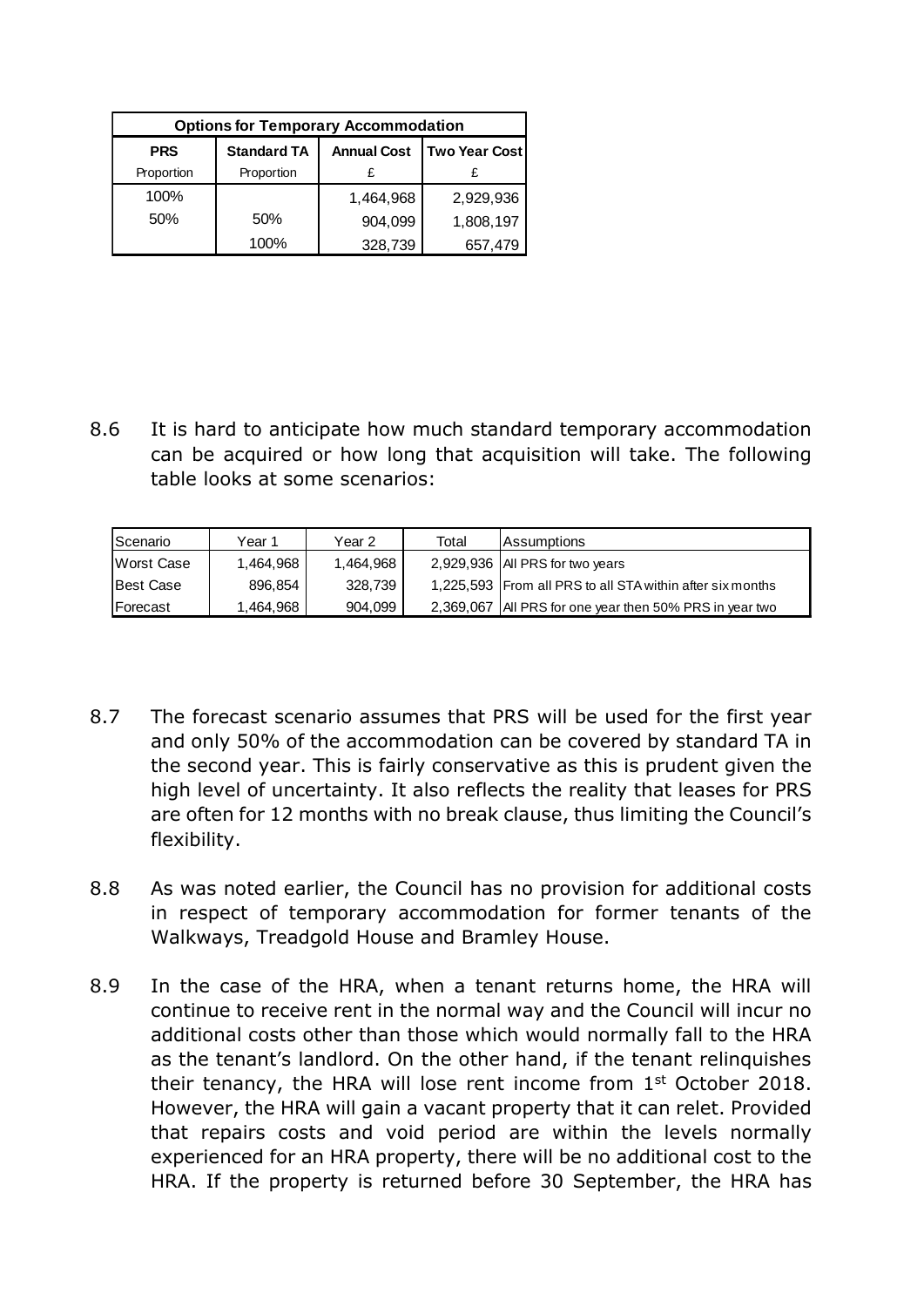| Options for Temporary Accommodation | | | |
|---|---|---|---|
| **PRS** | **Standard TA** | **Annual Cost** | **Two Year Cost** |
| Proportion | Proportion | £ | £ |
| 100% | | 1,464,968 | 2,929,936 |
| 50% | 50% | 904,099 | 1,808,197 |
| | 100% | 328,739 | 657,479 |

8.6 It is hard to anticipate how much standard temporary accommodation can be acquired or how long that acquisition will take. The following table looks at some scenarios:

| Scenario | Year 1 | Year 2 | Total | Assumptions |
|---|---|---|---|---|
| Worst Case | 1,464,968 | 1,464,968 | 2,929,936 | All PRS for two years |
| Best Case | 896,854 | 328,739 | 1,225,593 | From all PRS to all STA within after six months |
| Forecast | 1,464,968 | 904,099 | 2,369,067 | All PRS for one year then 50% PRS in year two |

8.7 The forecast scenario assumes that PRS will be used for the first year and only 50% of the accommodation can be covered by standard TA in the second year. This is fairly conservative as this is prudent given the high level of uncertainty. It also reflects the reality that leases for PRS are often for 12 months with no break clause, thus limiting the Council's flexibility.

8.8 As was noted earlier, the Council has no provision for additional costs in respect of temporary accommodation for former tenants of the Walkways, Treadgold House and Bramley House.

8.9 In the case of the HRA, when a tenant returns home, the HRA will continue to receive rent in the normal way and the Council will incur no additional costs other than those which would normally fall to the HRA as the tenant's landlord. On the other hand, if the tenant relinquishes their tenancy, the HRA will lose rent income from 1st October 2018. However, the HRA will gain a vacant property that it can relet. Provided that repairs costs and void period are within the levels normally experienced for an HRA property, there will be no additional cost to the HRA. If the property is returned before 30 September, the HRA has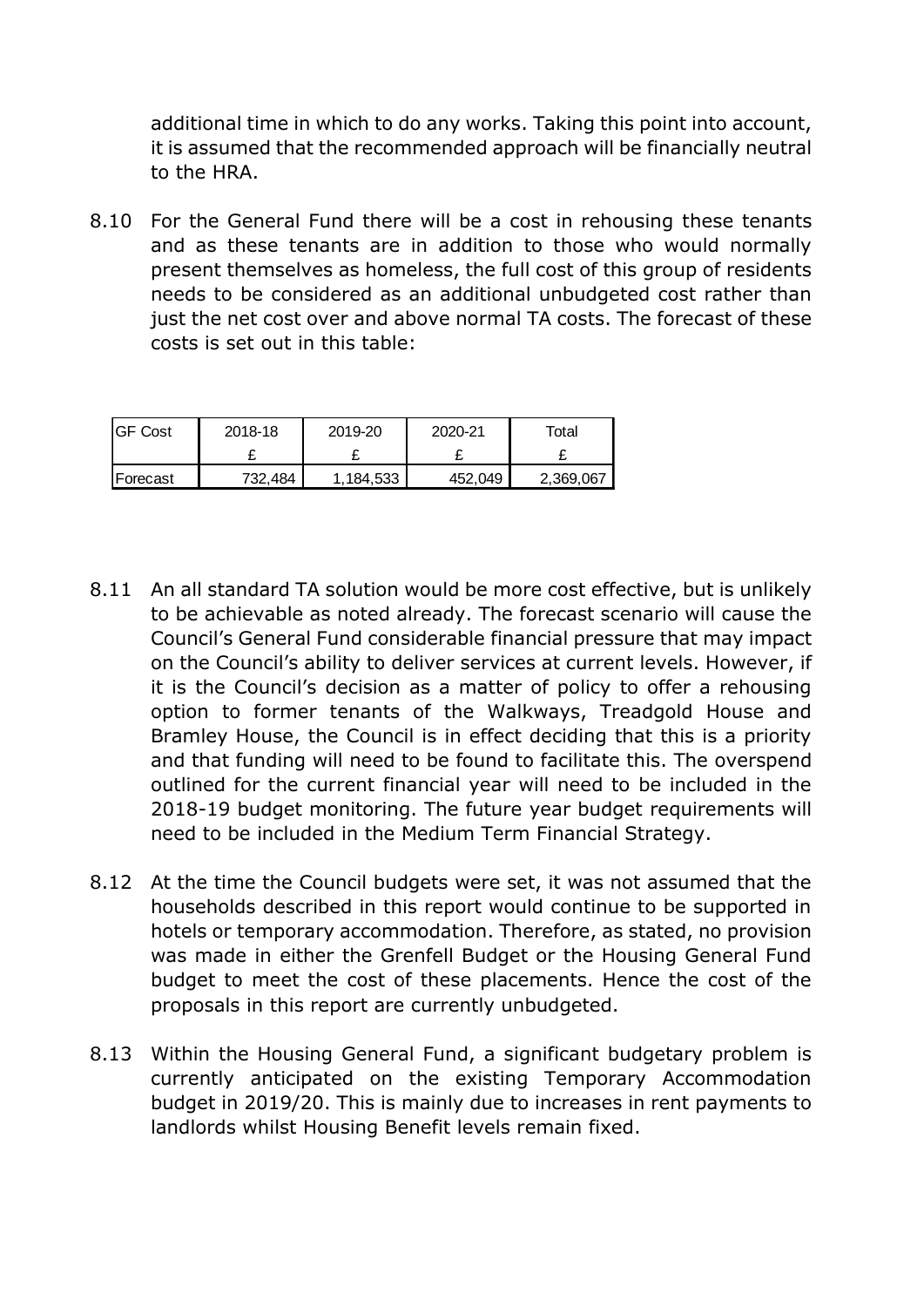additional time in which to do any works. Taking this point into account, it is assumed that the recommended approach will be financially neutral to the HRA.

8.10 For the General Fund there will be a cost in rehousing these tenants and as these tenants are in addition to those who would normally present themselves as homeless, the full cost of this group of residents needs to be considered as an additional unbudgeted cost rather than just the net cost over and above normal TA costs. The forecast of these costs is set out in this table:

| GF Cost | 2018-18 | 2019-20 | 2020-21 | Total |
|---|---|---|---|---|
| | £ | £ | £ | £ |
| Forecast | 732,484 | 1,184,533 | 452,049 | 2,369,067 |

8.11 An all standard TA solution would be more cost effective, but is unlikely to be achievable as noted already. The forecast scenario will cause the Council's General Fund considerable financial pressure that may impact on the Council's ability to deliver services at current levels. However, if it is the Council's decision as a matter of policy to offer a rehousing option to former tenants of the Walkways, Treadgold House and Bramley House, the Council is in effect deciding that this is a priority and that funding will need to be found to facilitate this. The overspend outlined for the current financial year will need to be included in the 2018-19 budget monitoring. The future year budget requirements will need to be included in the Medium Term Financial Strategy.

8.12 At the time the Council budgets were set, it was not assumed that the households described in this report would continue to be supported in hotels or temporary accommodation. Therefore, as stated, no provision was made in either the Grenfell Budget or the Housing General Fund budget to meet the cost of these placements. Hence the cost of the proposals in this report are currently unbudgeted.

8.13 Within the Housing General Fund, a significant budgetary problem is currently anticipated on the existing Temporary Accommodation budget in 2019/20. This is mainly due to increases in rent payments to landlords whilst Housing Benefit levels remain fixed.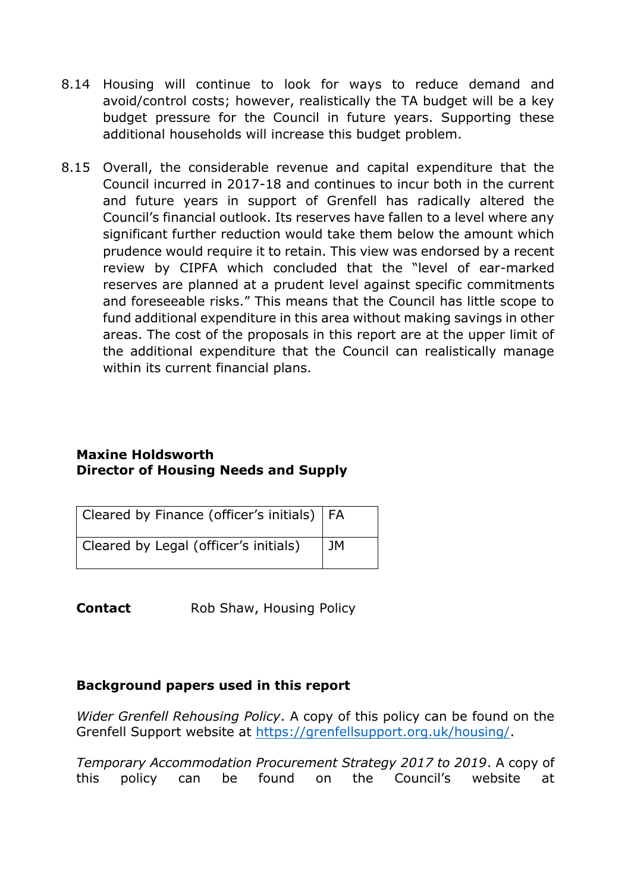8.14 Housing will continue to look for ways to reduce demand and avoid/control costs; however, realistically the TA budget will be a key budget pressure for the Council in future years. Supporting these additional households will increase this budget problem.

8.15 Overall, the considerable revenue and capital expenditure that the Council incurred in 2017-18 and continues to incur both in the current and future years in support of Grenfell has radically altered the Council's financial outlook. Its reserves have fallen to a level where any significant further reduction would take them below the amount which prudence would require it to retain. This view was endorsed by a recent review by CIPFA which concluded that the "level of ear-marked reserves are planned at a prudent level against specific commitments and foreseeable risks." This means that the Council has little scope to fund additional expenditure in this area without making savings in other areas. The cost of the proposals in this report are at the upper limit of the additional expenditure that the Council can realistically manage within its current financial plans.

**Maxine Holdsworth**
**Director of Housing Needs and Supply**

| Cleared by Finance (officer's initials) | FA |
| --- | --- |
| Cleared by Legal (officer's initials) | JM |

**Contact** Rob Shaw, Housing Policy

**Background papers used in this report**

*Wider Grenfell Rehousing Policy*. A copy of this policy can be found on the Grenfell Support website at https://grenfellsupport.org.uk/housing/.

*Temporary Accommodation Procurement Strategy 2017 to 2019*. A copy of this policy can be found on the Council's website at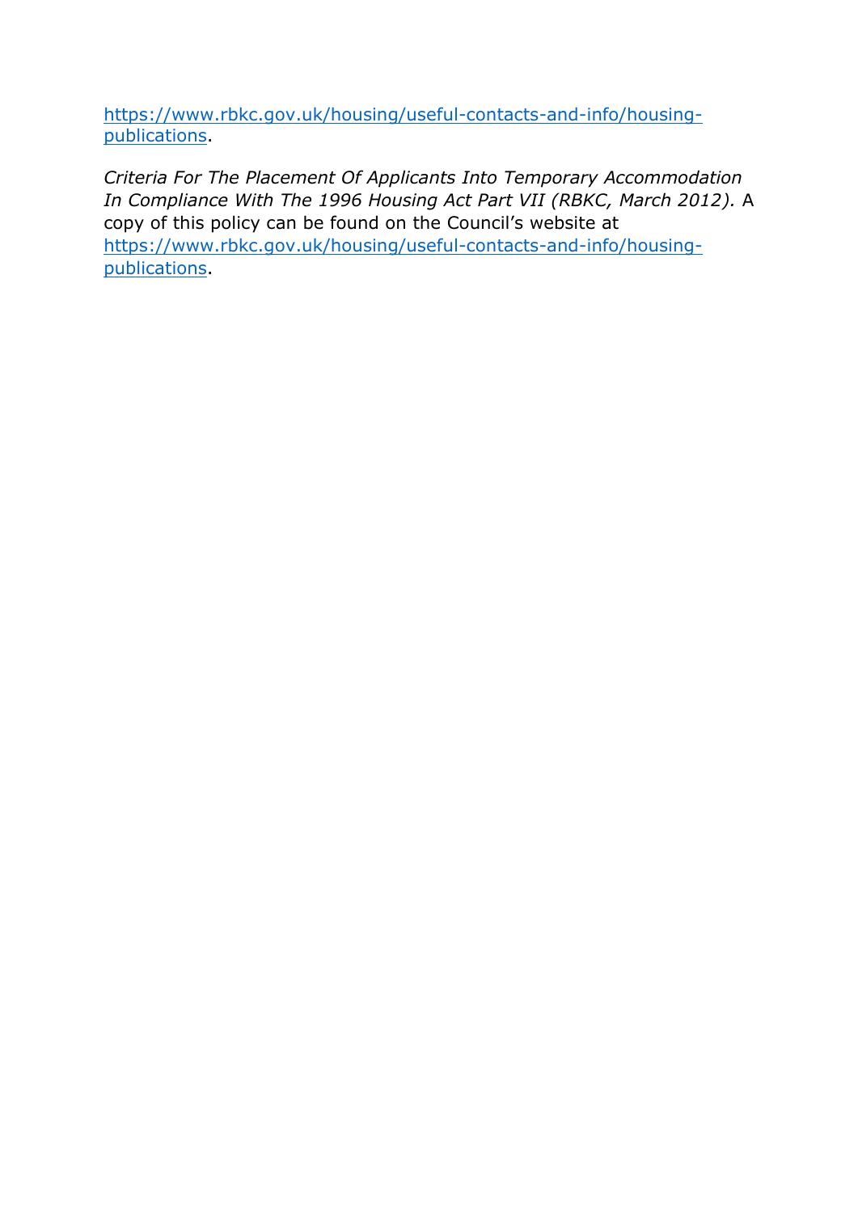https://www.rbkc.gov.uk/housing/useful-contacts-and-info/housing-publications.

*Criteria For The Placement Of Applicants Into Temporary Accommodation In Compliance With The 1996 Housing Act Part VII (RBKC, March 2012).* A copy of this policy can be found on the Council's website at https://www.rbkc.gov.uk/housing/useful-contacts-and-info/housing-publications.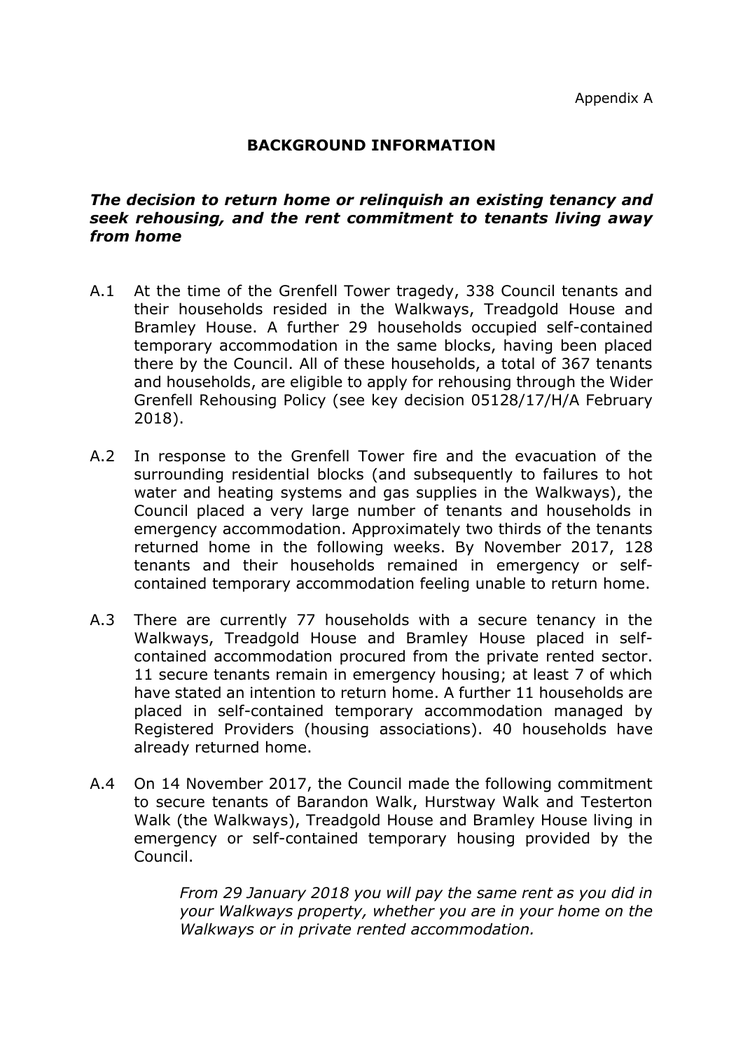Appendix A

## BACKGROUND INFORMATION

***The decision to return home or relinquish an existing tenancy and seek rehousing, and the rent commitment to tenants living away from home***

A.1 At the time of the Grenfell Tower tragedy, 338 Council tenants and their households resided in the Walkways, Treadgold House and Bramley House. A further 29 households occupied self-contained temporary accommodation in the same blocks, having been placed there by the Council. All of these households, a total of 367 tenants and households, are eligible to apply for rehousing through the Wider Grenfell Rehousing Policy (see key decision 05128/17/H/A February 2018).

A.2 In response to the Grenfell Tower fire and the evacuation of the surrounding residential blocks (and subsequently to failures to hot water and heating systems and gas supplies in the Walkways), the Council placed a very large number of tenants and households in emergency accommodation. Approximately two thirds of the tenants returned home in the following weeks. By November 2017, 128 tenants and their households remained in emergency or self-contained temporary accommodation feeling unable to return home.

A.3 There are currently 77 households with a secure tenancy in the Walkways, Treadgold House and Bramley House placed in self-contained accommodation procured from the private rented sector. 11 secure tenants remain in emergency housing; at least 7 of which have stated an intention to return home. A further 11 households are placed in self-contained temporary accommodation managed by Registered Providers (housing associations). 40 households have already returned home.

A.4 On 14 November 2017, the Council made the following commitment to secure tenants of Barandon Walk, Hurstway Walk and Testerton Walk (the Walkways), Treadgold House and Bramley House living in emergency or self-contained temporary housing provided by the Council.

> *From 29 January 2018 you will pay the same rent as you did in your Walkways property, whether you are in your home on the Walkways or in private rented accommodation.*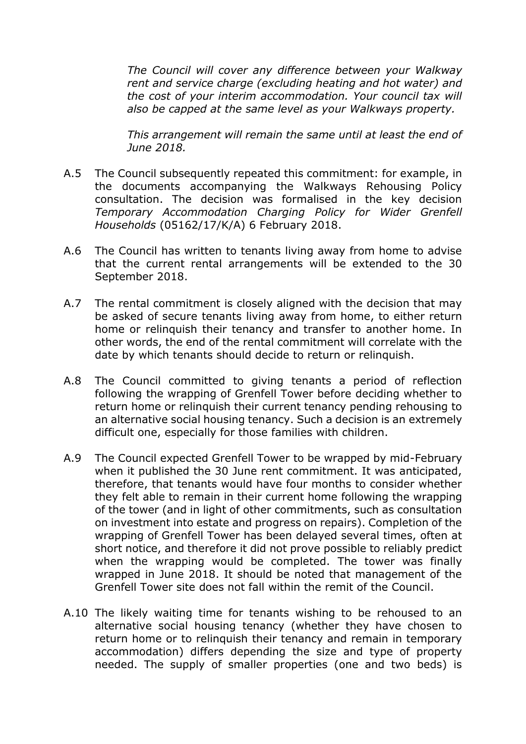*The Council will cover any difference between your Walkway rent and service charge (excluding heating and hot water) and the cost of your interim accommodation. Your council tax will also be capped at the same level as your Walkways property.*

*This arrangement will remain the same until at least the end of June 2018.*

A.5 The Council subsequently repeated this commitment: for example, in the documents accompanying the Walkways Rehousing Policy consultation. The decision was formalised in the key decision *Temporary Accommodation Charging Policy for Wider Grenfell Households* (05162/17/K/A) 6 February 2018.

A.6 The Council has written to tenants living away from home to advise that the current rental arrangements will be extended to the 30 September 2018.

A.7 The rental commitment is closely aligned with the decision that may be asked of secure tenants living away from home, to either return home or relinquish their tenancy and transfer to another home. In other words, the end of the rental commitment will correlate with the date by which tenants should decide to return or relinquish.

A.8 The Council committed to giving tenants a period of reflection following the wrapping of Grenfell Tower before deciding whether to return home or relinquish their current tenancy pending rehousing to an alternative social housing tenancy. Such a decision is an extremely difficult one, especially for those families with children.

A.9 The Council expected Grenfell Tower to be wrapped by mid-February when it published the 30 June rent commitment. It was anticipated, therefore, that tenants would have four months to consider whether they felt able to remain in their current home following the wrapping of the tower (and in light of other commitments, such as consultation on investment into estate and progress on repairs). Completion of the wrapping of Grenfell Tower has been delayed several times, often at short notice, and therefore it did not prove possible to reliably predict when the wrapping would be completed. The tower was finally wrapped in June 2018. It should be noted that management of the Grenfell Tower site does not fall within the remit of the Council.

A.10 The likely waiting time for tenants wishing to be rehoused to an alternative social housing tenancy (whether they have chosen to return home or to relinquish their tenancy and remain in temporary accommodation) differs depending the size and type of property needed. The supply of smaller properties (one and two beds) is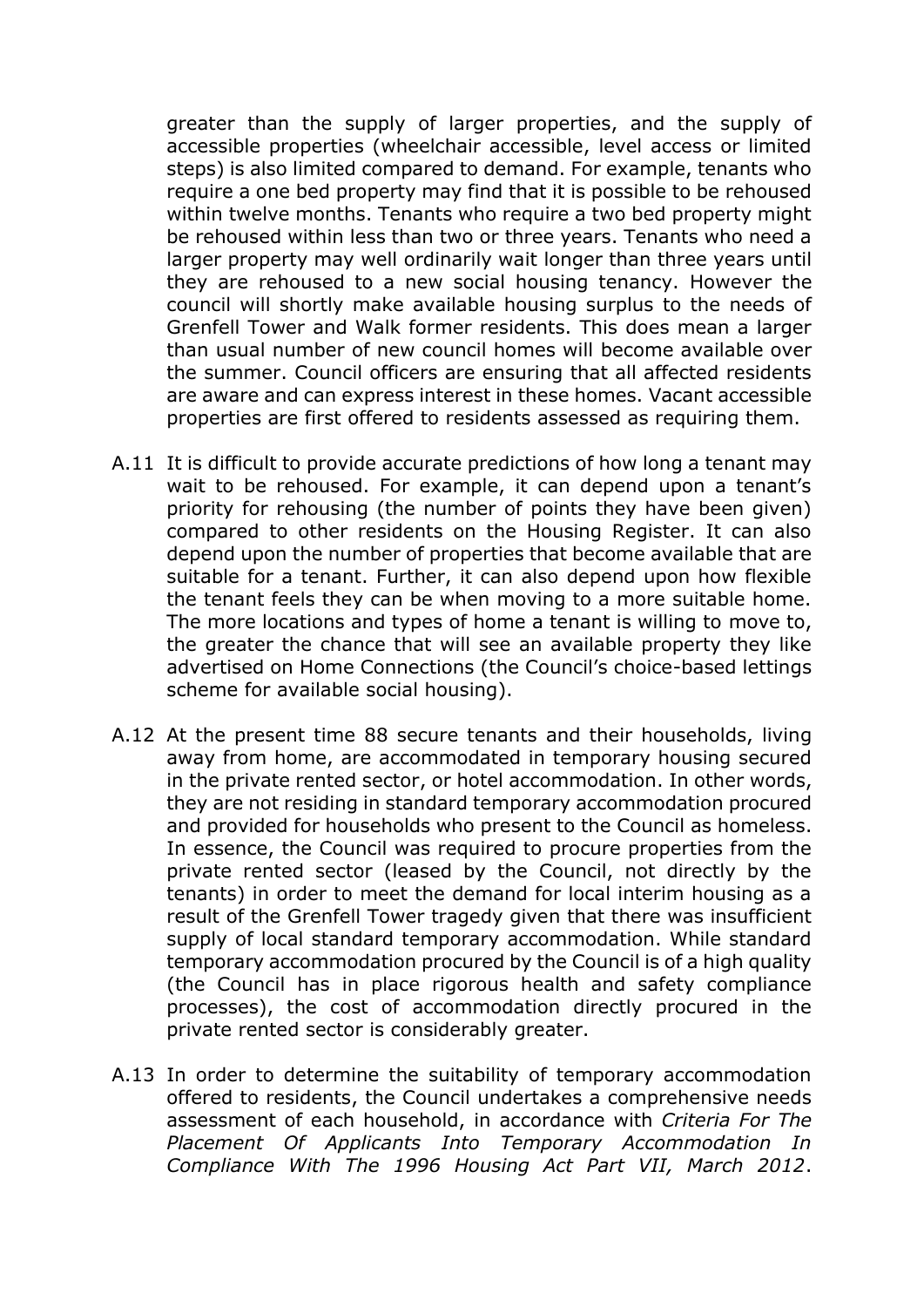greater than the supply of larger properties, and the supply of accessible properties (wheelchair accessible, level access or limited steps) is also limited compared to demand. For example, tenants who require a one bed property may find that it is possible to be rehoused within twelve months. Tenants who require a two bed property might be rehoused within less than two or three years. Tenants who need a larger property may well ordinarily wait longer than three years until they are rehoused to a new social housing tenancy. However the council will shortly make available housing surplus to the needs of Grenfell Tower and Walk former residents. This does mean a larger than usual number of new council homes will become available over the summer. Council officers are ensuring that all affected residents are aware and can express interest in these homes. Vacant accessible properties are first offered to residents assessed as requiring them.

A.11 It is difficult to provide accurate predictions of how long a tenant may wait to be rehoused. For example, it can depend upon a tenant's priority for rehousing (the number of points they have been given) compared to other residents on the Housing Register. It can also depend upon the number of properties that become available that are suitable for a tenant. Further, it can also depend upon how flexible the tenant feels they can be when moving to a more suitable home. The more locations and types of home a tenant is willing to move to, the greater the chance that will see an available property they like advertised on Home Connections (the Council's choice-based lettings scheme for available social housing).

A.12 At the present time 88 secure tenants and their households, living away from home, are accommodated in temporary housing secured in the private rented sector, or hotel accommodation. In other words, they are not residing in standard temporary accommodation procured and provided for households who present to the Council as homeless. In essence, the Council was required to procure properties from the private rented sector (leased by the Council, not directly by the tenants) in order to meet the demand for local interim housing as a result of the Grenfell Tower tragedy given that there was insufficient supply of local standard temporary accommodation. While standard temporary accommodation procured by the Council is of a high quality (the Council has in place rigorous health and safety compliance processes), the cost of accommodation directly procured in the private rented sector is considerably greater.

A.13 In order to determine the suitability of temporary accommodation offered to residents, the Council undertakes a comprehensive needs assessment of each household, in accordance with *Criteria For The Placement Of Applicants Into Temporary Accommodation In Compliance With The 1996 Housing Act Part VII, March 2012*.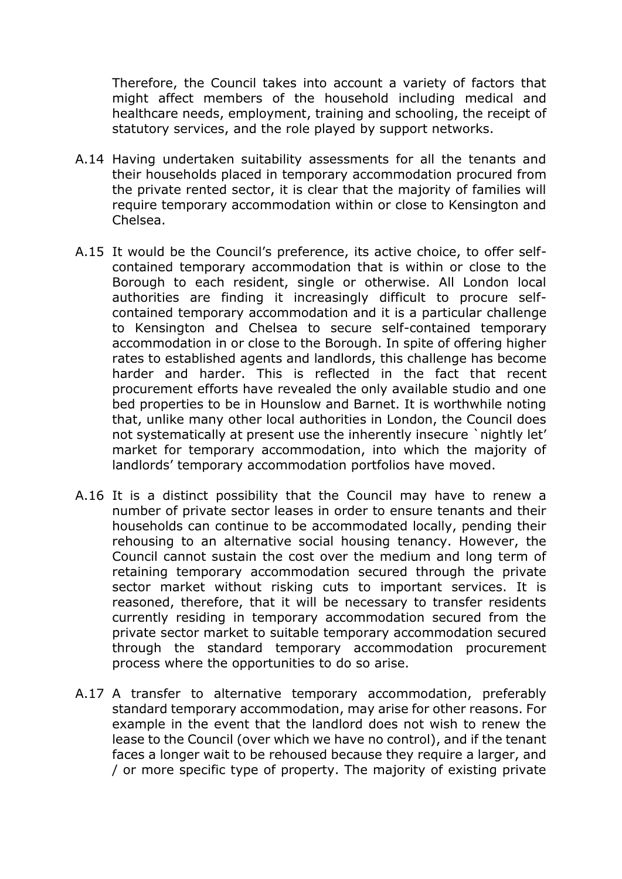Therefore, the Council takes into account a variety of factors that might affect members of the household including medical and healthcare needs, employment, training and schooling, the receipt of statutory services, and the role played by support networks.

A.14 Having undertaken suitability assessments for all the tenants and their households placed in temporary accommodation procured from the private rented sector, it is clear that the majority of families will require temporary accommodation within or close to Kensington and Chelsea.

A.15 It would be the Council's preference, its active choice, to offer self-contained temporary accommodation that is within or close to the Borough to each resident, single or otherwise. All London local authorities are finding it increasingly difficult to procure self-contained temporary accommodation and it is a particular challenge to Kensington and Chelsea to secure self-contained temporary accommodation in or close to the Borough. In spite of offering higher rates to established agents and landlords, this challenge has become harder and harder. This is reflected in the fact that recent procurement efforts have revealed the only available studio and one bed properties to be in Hounslow and Barnet. It is worthwhile noting that, unlike many other local authorities in London, the Council does not systematically at present use the inherently insecure `nightly let' market for temporary accommodation, into which the majority of landlords' temporary accommodation portfolios have moved.

A.16 It is a distinct possibility that the Council may have to renew a number of private sector leases in order to ensure tenants and their households can continue to be accommodated locally, pending their rehousing to an alternative social housing tenancy. However, the Council cannot sustain the cost over the medium and long term of retaining temporary accommodation secured through the private sector market without risking cuts to important services. It is reasoned, therefore, that it will be necessary to transfer residents currently residing in temporary accommodation secured from the private sector market to suitable temporary accommodation secured through the standard temporary accommodation procurement process where the opportunities to do so arise.

A.17 A transfer to alternative temporary accommodation, preferably standard temporary accommodation, may arise for other reasons. For example in the event that the landlord does not wish to renew the lease to the Council (over which we have no control), and if the tenant faces a longer wait to be rehoused because they require a larger, and / or more specific type of property. The majority of existing private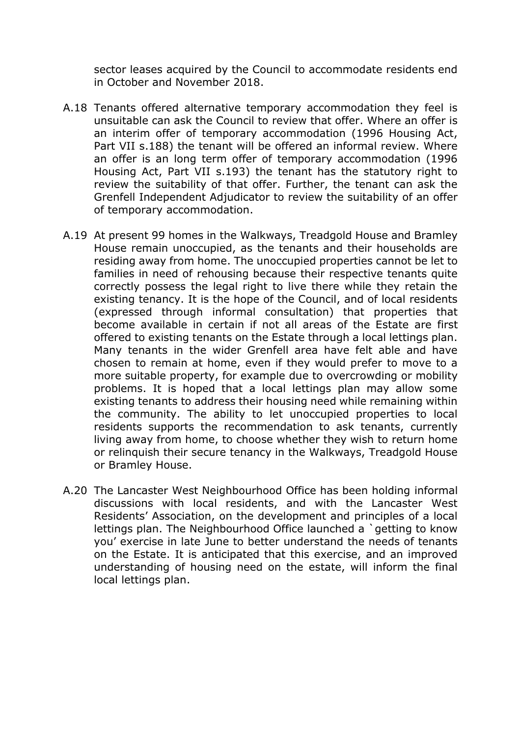sector leases acquired by the Council to accommodate residents end in October and November 2018.

A.18 Tenants offered alternative temporary accommodation they feel is unsuitable can ask the Council to review that offer. Where an offer is an interim offer of temporary accommodation (1996 Housing Act, Part VII s.188) the tenant will be offered an informal review. Where an offer is an long term offer of temporary accommodation (1996 Housing Act, Part VII s.193) the tenant has the statutory right to review the suitability of that offer. Further, the tenant can ask the Grenfell Independent Adjudicator to review the suitability of an offer of temporary accommodation.

A.19 At present 99 homes in the Walkways, Treadgold House and Bramley House remain unoccupied, as the tenants and their households are residing away from home. The unoccupied properties cannot be let to families in need of rehousing because their respective tenants quite correctly possess the legal right to live there while they retain the existing tenancy. It is the hope of the Council, and of local residents (expressed through informal consultation) that properties that become available in certain if not all areas of the Estate are first offered to existing tenants on the Estate through a local lettings plan. Many tenants in the wider Grenfell area have felt able and have chosen to remain at home, even if they would prefer to move to a more suitable property, for example due to overcrowding or mobility problems. It is hoped that a local lettings plan may allow some existing tenants to address their housing need while remaining within the community. The ability to let unoccupied properties to local residents supports the recommendation to ask tenants, currently living away from home, to choose whether they wish to return home or relinquish their secure tenancy in the Walkways, Treadgold House or Bramley House.

A.20 The Lancaster West Neighbourhood Office has been holding informal discussions with local residents, and with the Lancaster West Residents' Association, on the development and principles of a local lettings plan. The Neighbourhood Office launched a `getting to know you' exercise in late June to better understand the needs of tenants on the Estate. It is anticipated that this exercise, and an improved understanding of housing need on the estate, will inform the final local lettings plan.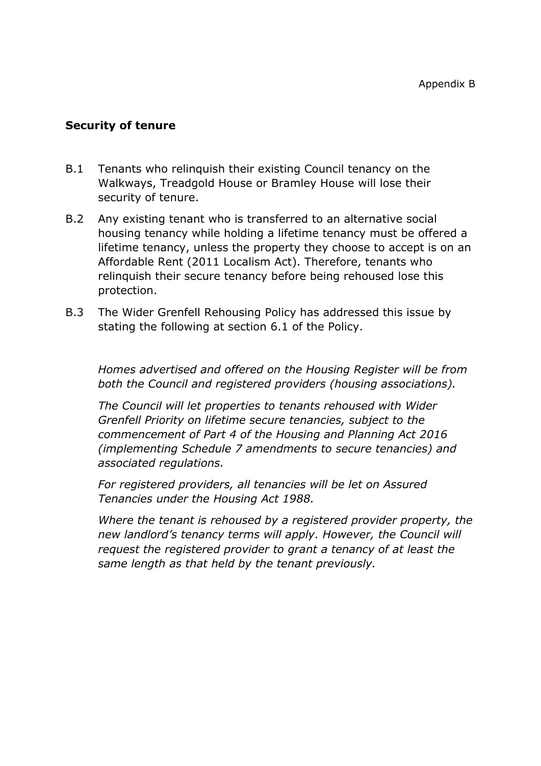Appendix B

## Security of tenure

B.1 Tenants who relinquish their existing Council tenancy on the Walkways, Treadgold House or Bramley House will lose their security of tenure.

B.2 Any existing tenant who is transferred to an alternative social housing tenancy while holding a lifetime tenancy must be offered a lifetime tenancy, unless the property they choose to accept is on an Affordable Rent (2011 Localism Act). Therefore, tenants who relinquish their secure tenancy before being rehoused lose this protection.

B.3 The Wider Grenfell Rehousing Policy has addressed this issue by stating the following at section 6.1 of the Policy.

*Homes advertised and offered on the Housing Register will be from both the Council and registered providers (housing associations).*

*The Council will let properties to tenants rehoused with Wider Grenfell Priority on lifetime secure tenancies, subject to the commencement of Part 4 of the Housing and Planning Act 2016 (implementing Schedule 7 amendments to secure tenancies) and associated regulations.*

*For registered providers, all tenancies will be let on Assured Tenancies under the Housing Act 1988.*

*Where the tenant is rehoused by a registered provider property, the new landlord's tenancy terms will apply. However, the Council will request the registered provider to grant a tenancy of at least the same length as that held by the tenant previously.*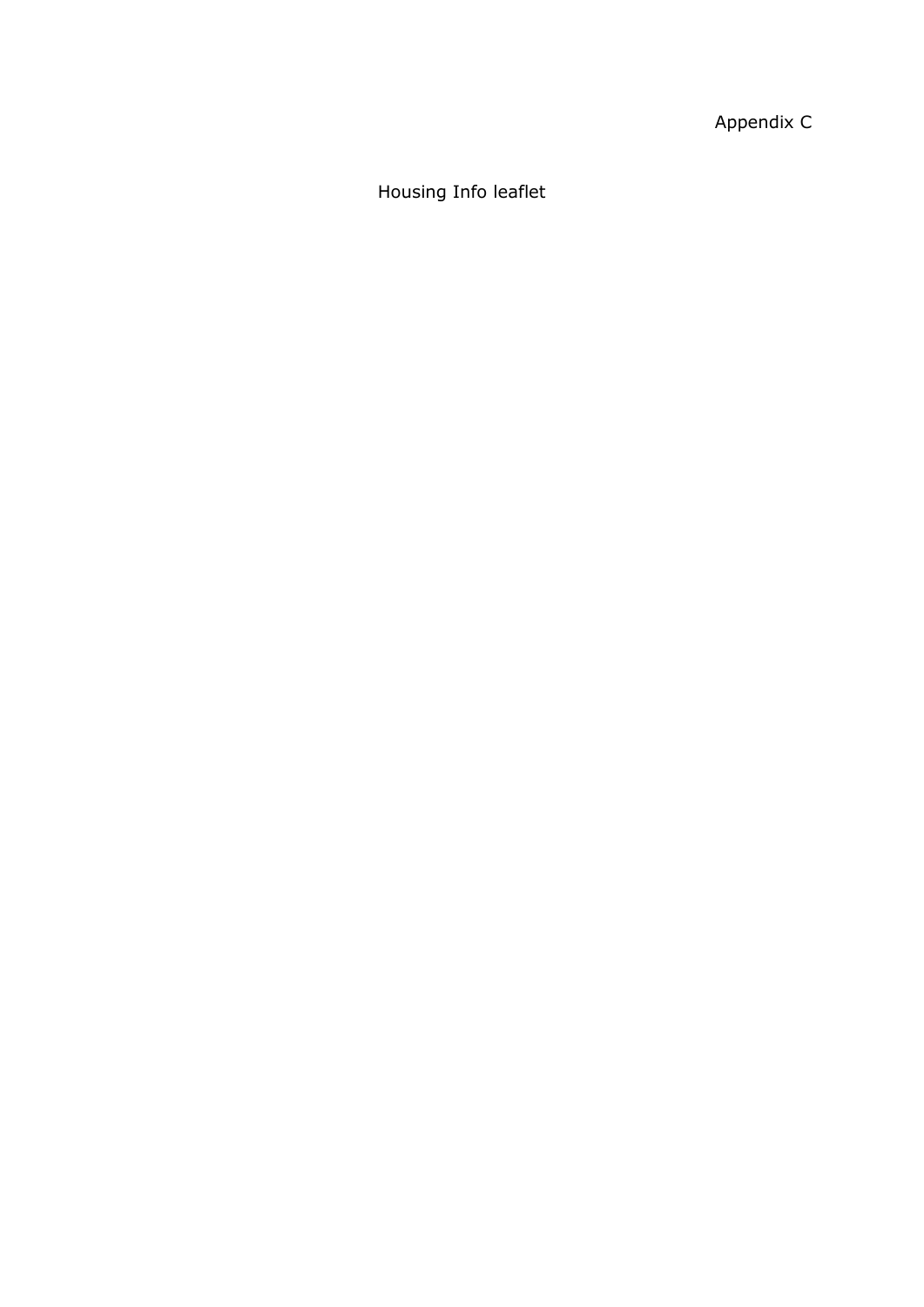Appendix C

# Housing Info leaflet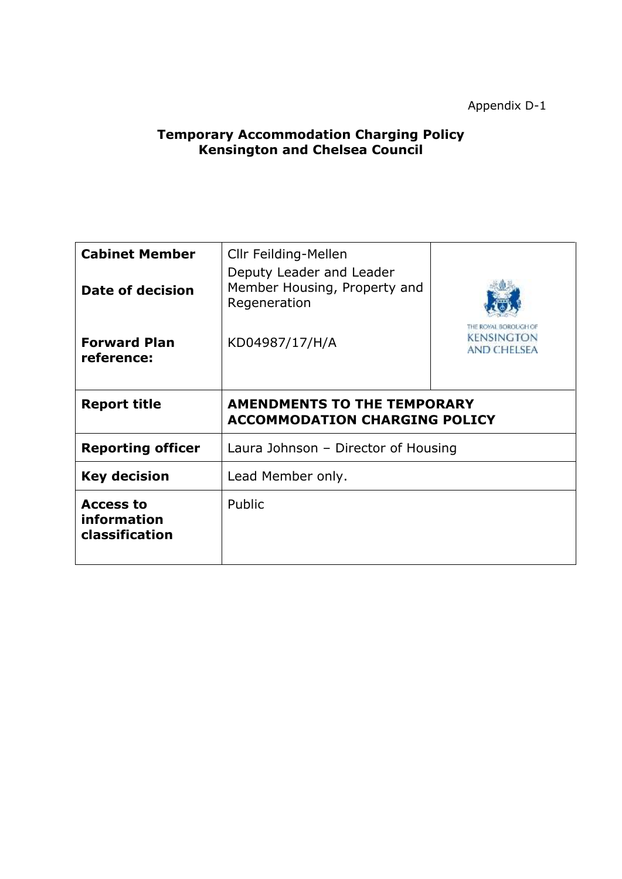Appendix D-1

**Temporary Accommodation Charging Policy**
**Kensington and Chelsea Council**

| **Cabinet Member** | Cllr Feilding-Mellen | |
| --- | --- | --- |
| **Date of decision** | Deputy Leader and Leader Member Housing, Property and Regeneration | THE ROYAL BOROUGH OF KENSINGTON AND CHELSEA |
| **Forward Plan reference:** | KD04987/17/H/A | |
| **Report title** | **AMENDMENTS TO THE TEMPORARY ACCOMMODATION CHARGING POLICY** | |
| **Reporting officer** | Laura Johnson – Director of Housing | |
| **Key decision** | Lead Member only. | |
| **Access to information classification** | Public | |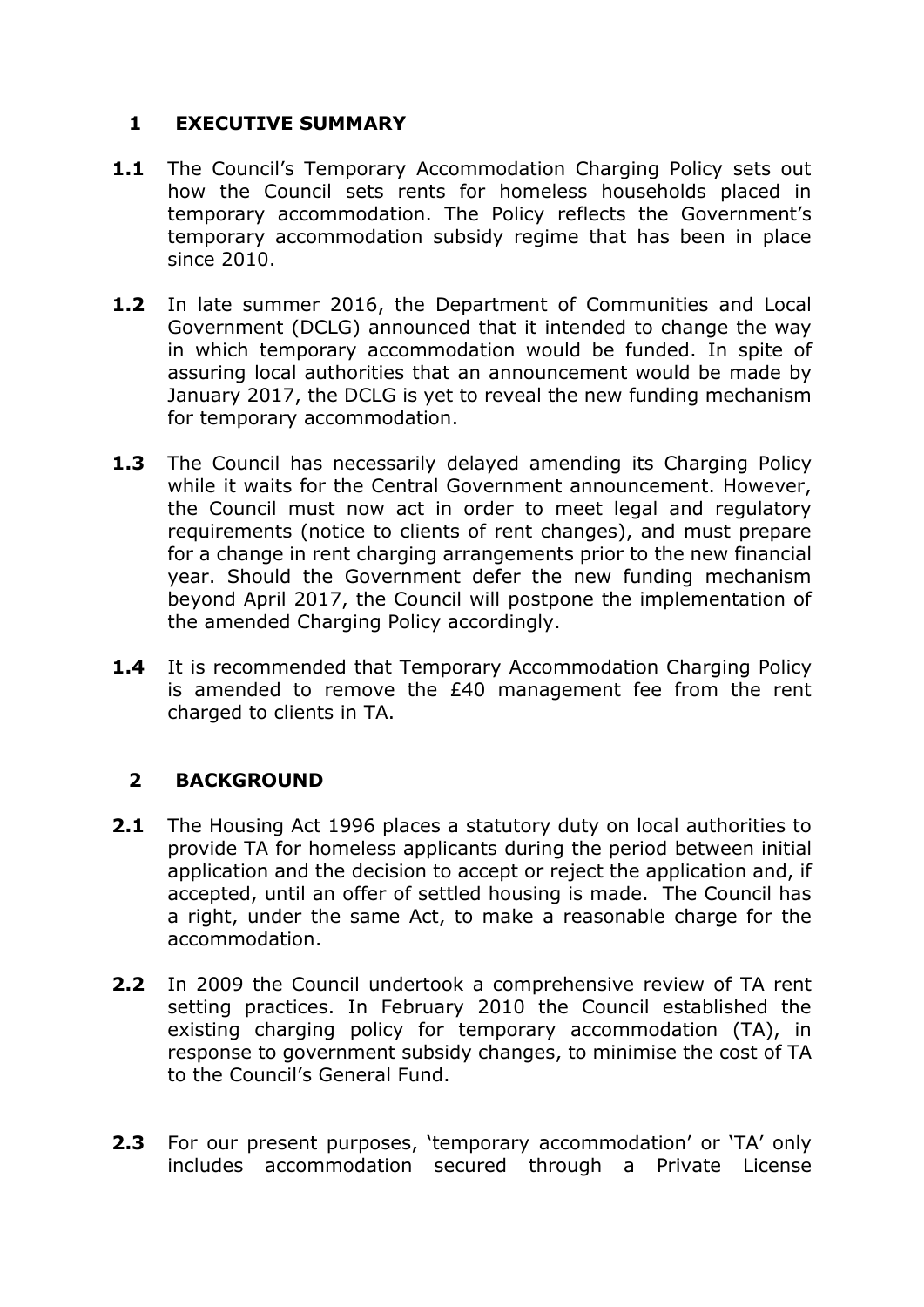## 1 EXECUTIVE SUMMARY

**1.1** The Council's Temporary Accommodation Charging Policy sets out how the Council sets rents for homeless households placed in temporary accommodation. The Policy reflects the Government's temporary accommodation subsidy regime that has been in place since 2010.

**1.2** In late summer 2016, the Department of Communities and Local Government (DCLG) announced that it intended to change the way in which temporary accommodation would be funded. In spite of assuring local authorities that an announcement would be made by January 2017, the DCLG is yet to reveal the new funding mechanism for temporary accommodation.

**1.3** The Council has necessarily delayed amending its Charging Policy while it waits for the Central Government announcement. However, the Council must now act in order to meet legal and regulatory requirements (notice to clients of rent changes), and must prepare for a change in rent charging arrangements prior to the new financial year. Should the Government defer the new funding mechanism beyond April 2017, the Council will postpone the implementation of the amended Charging Policy accordingly.

**1.4** It is recommended that Temporary Accommodation Charging Policy is amended to remove the £40 management fee from the rent charged to clients in TA.

## 2 BACKGROUND

**2.1** The Housing Act 1996 places a statutory duty on local authorities to provide TA for homeless applicants during the period between initial application and the decision to accept or reject the application and, if accepted, until an offer of settled housing is made. The Council has a right, under the same Act, to make a reasonable charge for the accommodation.

**2.2** In 2009 the Council undertook a comprehensive review of TA rent setting practices. In February 2010 the Council established the existing charging policy for temporary accommodation (TA), in response to government subsidy changes, to minimise the cost of TA to the Council's General Fund.

**2.3** For our present purposes, 'temporary accommodation' or 'TA' only includes accommodation secured through a Private License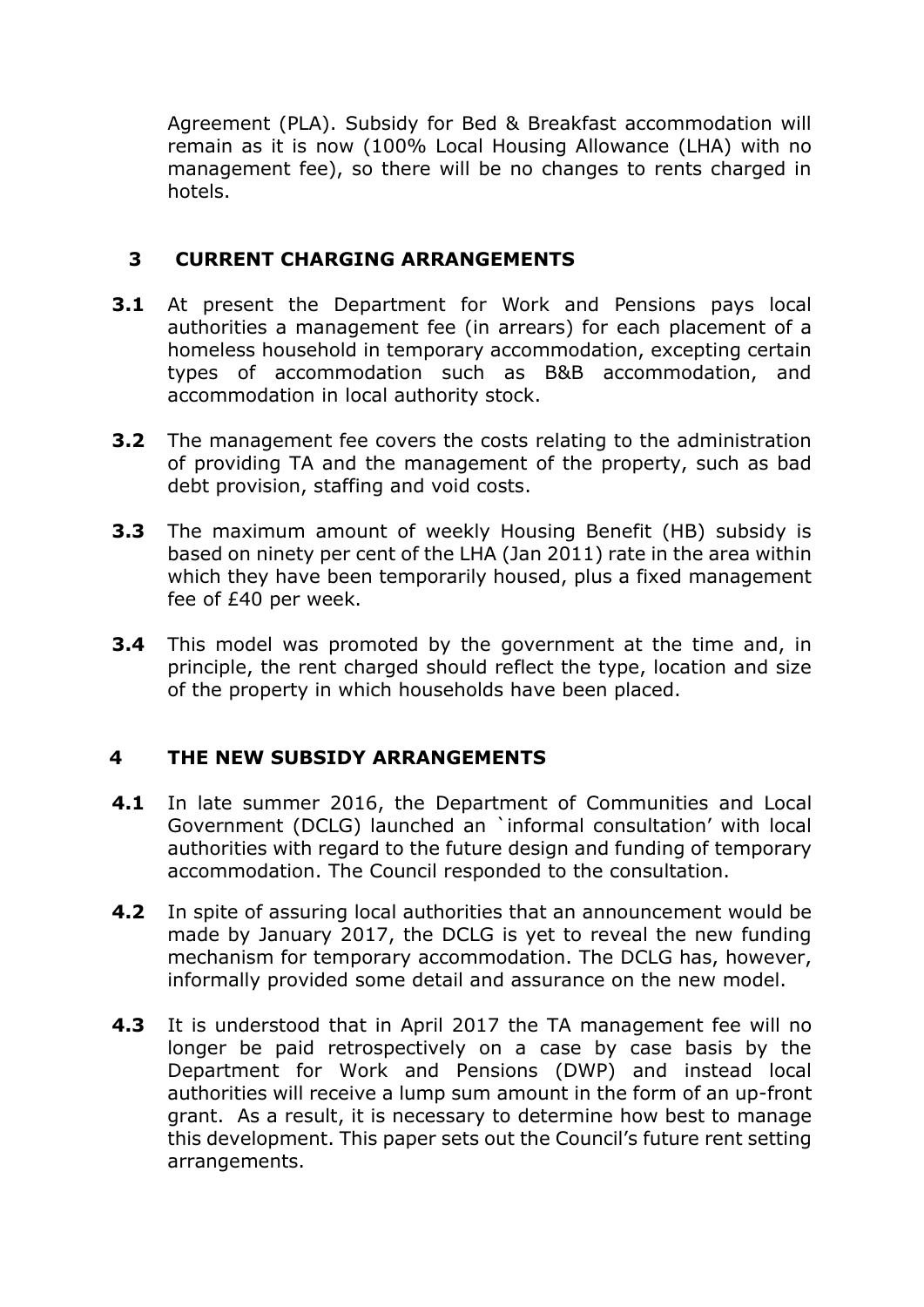Agreement (PLA). Subsidy for Bed & Breakfast accommodation will remain as it is now (100% Local Housing Allowance (LHA) with no management fee), so there will be no changes to rents charged in hotels.

## 3 CURRENT CHARGING ARRANGEMENTS

**3.1** At present the Department for Work and Pensions pays local authorities a management fee (in arrears) for each placement of a homeless household in temporary accommodation, excepting certain types of accommodation such as B&B accommodation, and accommodation in local authority stock.

**3.2** The management fee covers the costs relating to the administration of providing TA and the management of the property, such as bad debt provision, staffing and void costs.

**3.3** The maximum amount of weekly Housing Benefit (HB) subsidy is based on ninety per cent of the LHA (Jan 2011) rate in the area within which they have been temporarily housed, plus a fixed management fee of £40 per week.

**3.4** This model was promoted by the government at the time and, in principle, the rent charged should reflect the type, location and size of the property in which households have been placed.

## 4 THE NEW SUBSIDY ARRANGEMENTS

**4.1** In late summer 2016, the Department of Communities and Local Government (DCLG) launched an `informal consultation' with local authorities with regard to the future design and funding of temporary accommodation. The Council responded to the consultation.

**4.2** In spite of assuring local authorities that an announcement would be made by January 2017, the DCLG is yet to reveal the new funding mechanism for temporary accommodation. The DCLG has, however, informally provided some detail and assurance on the new model.

**4.3** It is understood that in April 2017 the TA management fee will no longer be paid retrospectively on a case by case basis by the Department for Work and Pensions (DWP) and instead local authorities will receive a lump sum amount in the form of an up-front grant. As a result, it is necessary to determine how best to manage this development. This paper sets out the Council's future rent setting arrangements.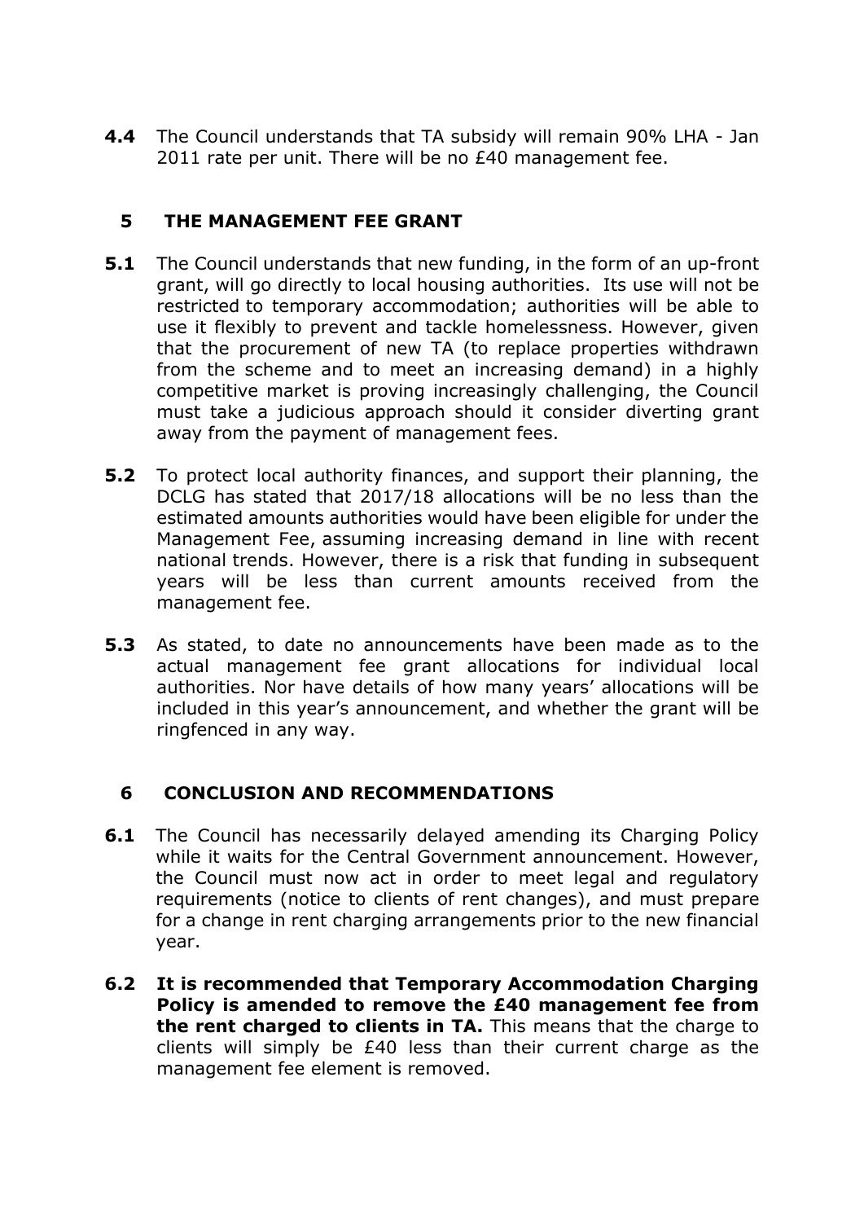**4.4** The Council understands that TA subsidy will remain 90% LHA - Jan 2011 rate per unit. There will be no £40 management fee.

## 5 THE MANAGEMENT FEE GRANT

**5.1** The Council understands that new funding, in the form of an up-front grant, will go directly to local housing authorities. Its use will not be restricted to temporary accommodation; authorities will be able to use it flexibly to prevent and tackle homelessness. However, given that the procurement of new TA (to replace properties withdrawn from the scheme and to meet an increasing demand) in a highly competitive market is proving increasingly challenging, the Council must take a judicious approach should it consider diverting grant away from the payment of management fees.

**5.2** To protect local authority finances, and support their planning, the DCLG has stated that 2017/18 allocations will be no less than the estimated amounts authorities would have been eligible for under the Management Fee, assuming increasing demand in line with recent national trends. However, there is a risk that funding in subsequent years will be less than current amounts received from the management fee.

**5.3** As stated, to date no announcements have been made as to the actual management fee grant allocations for individual local authorities. Nor have details of how many years' allocations will be included in this year's announcement, and whether the grant will be ringfenced in any way.

## 6 CONCLUSION AND RECOMMENDATIONS

**6.1** The Council has necessarily delayed amending its Charging Policy while it waits for the Central Government announcement. However, the Council must now act in order to meet legal and regulatory requirements (notice to clients of rent changes), and must prepare for a change in rent charging arrangements prior to the new financial year.

**6.2** **It is recommended that Temporary Accommodation Charging Policy is amended to remove the £40 management fee from the rent charged to clients in TA.** This means that the charge to clients will simply be £40 less than their current charge as the management fee element is removed.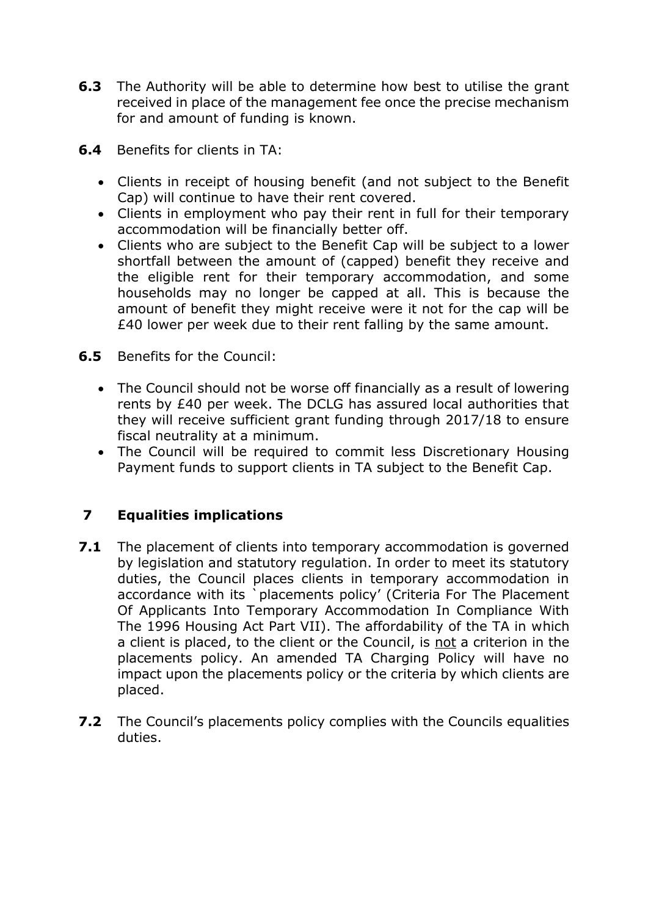**6.3** The Authority will be able to determine how best to utilise the grant received in place of the management fee once the precise mechanism for and amount of funding is known.

**6.4** Benefits for clients in TA:

- Clients in receipt of housing benefit (and not subject to the Benefit Cap) will continue to have their rent covered.
- Clients in employment who pay their rent in full for their temporary accommodation will be financially better off.
- Clients who are subject to the Benefit Cap will be subject to a lower shortfall between the amount of (capped) benefit they receive and the eligible rent for their temporary accommodation, and some households may no longer be capped at all. This is because the amount of benefit they might receive were it not for the cap will be £40 lower per week due to their rent falling by the same amount.

**6.5** Benefits for the Council:

- The Council should not be worse off financially as a result of lowering rents by £40 per week. The DCLG has assured local authorities that they will receive sufficient grant funding through 2017/18 to ensure fiscal neutrality at a minimum.
- The Council will be required to commit less Discretionary Housing Payment funds to support clients in TA subject to the Benefit Cap.

## 7 Equalities implications

**7.1** The placement of clients into temporary accommodation is governed by legislation and statutory regulation. In order to meet its statutory duties, the Council places clients in temporary accommodation in accordance with its `placements policy' (Criteria For The Placement Of Applicants Into Temporary Accommodation In Compliance With The 1996 Housing Act Part VII). The affordability of the TA in which a client is placed, to the client or the Council, is <u>not</u> a criterion in the placements policy. An amended TA Charging Policy will have no impact upon the placements policy or the criteria by which clients are placed.

**7.2** The Council's placements policy complies with the Councils equalities duties.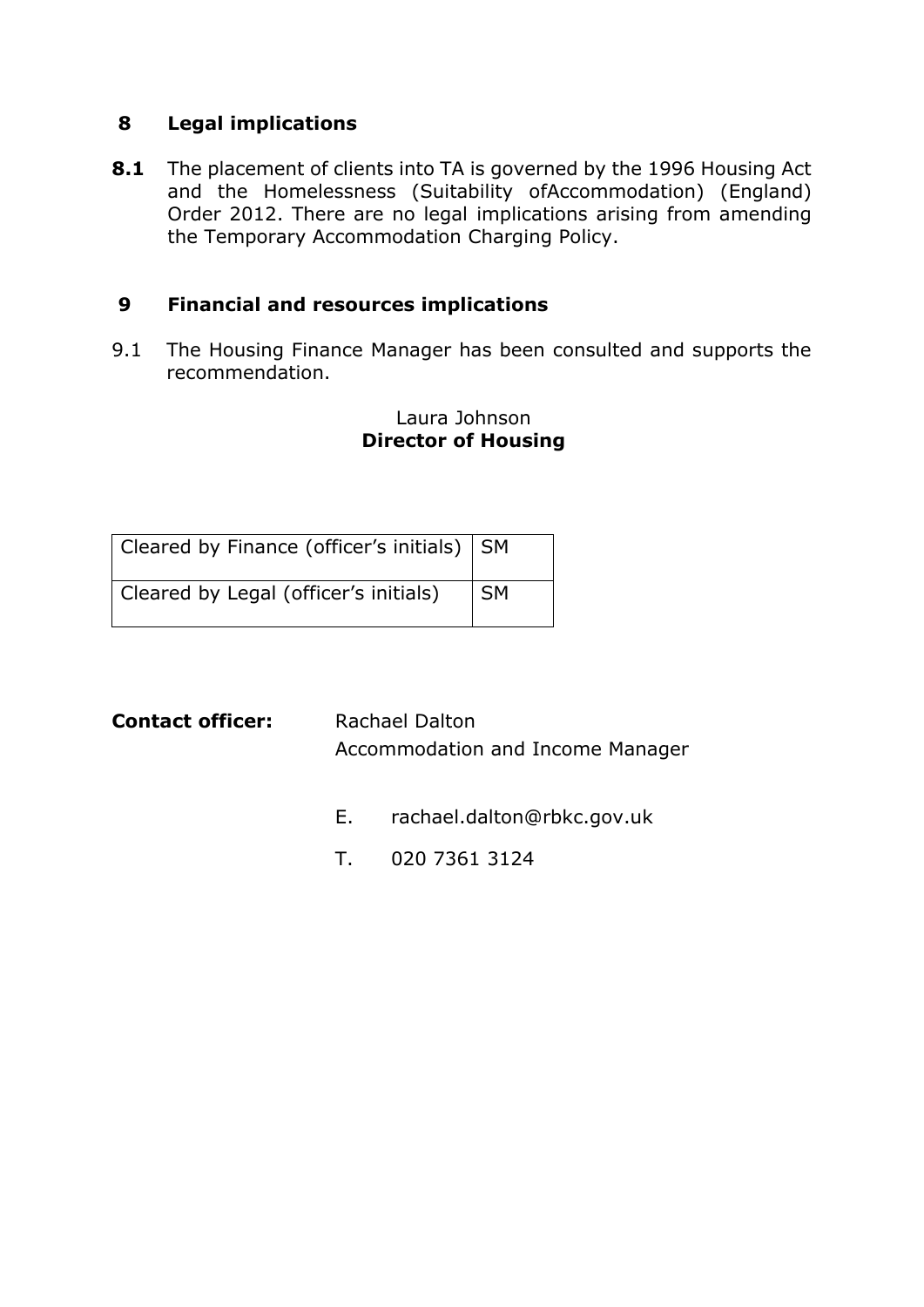## 8 Legal implications

**8.1** The placement of clients into TA is governed by the 1996 Housing Act and the Homelessness (Suitability ofAccommodation) (England) Order 2012. There are no legal implications arising from amending the Temporary Accommodation Charging Policy.

## 9 Financial and resources implications

9.1 The Housing Finance Manager has been consulted and supports the recommendation.

Laura Johnson
**Director of Housing**

| Cleared by Finance (officer's initials) | SM |
|---|---|
| Cleared by Legal (officer's initials) | SM |

**Contact officer:** Rachael Dalton
Accommodation and Income Manager

E. rachael.dalton@rbkc.gov.uk

T. 020 7361 3124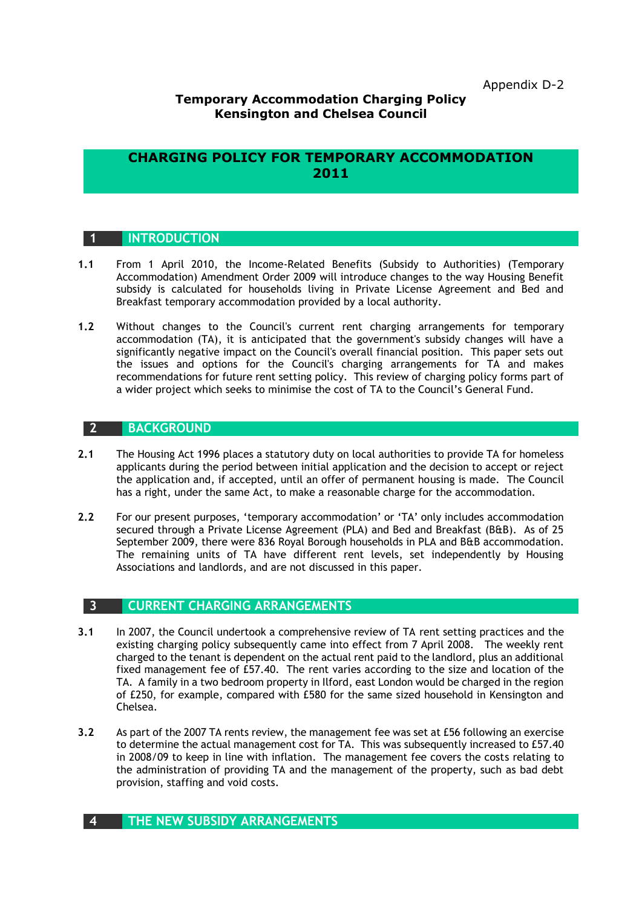Appendix D-2

**Temporary Accommodation Charging Policy**
**Kensington and Chelsea Council**

# CHARGING POLICY FOR TEMPORARY ACCOMMODATION 2011

## 1 INTRODUCTION

**1.1** From 1 April 2010, the Income-Related Benefits (Subsidy to Authorities) (Temporary Accommodation) Amendment Order 2009 will introduce changes to the way Housing Benefit subsidy is calculated for households living in Private License Agreement and Bed and Breakfast temporary accommodation provided by a local authority.

**1.2** Without changes to the Council's current rent charging arrangements for temporary accommodation (TA), it is anticipated that the government's subsidy changes will have a significantly negative impact on the Council's overall financial position. This paper sets out the issues and options for the Council's charging arrangements for TA and makes recommendations for future rent setting policy. This review of charging policy forms part of a wider project which seeks to minimise the cost of TA to the Council's General Fund.

## 2 BACKGROUND

**2.1** The Housing Act 1996 places a statutory duty on local authorities to provide TA for homeless applicants during the period between initial application and the decision to accept or reject the application and, if accepted, until an offer of permanent housing is made. The Council has a right, under the same Act, to make a reasonable charge for the accommodation.

**2.2** For our present purposes, 'temporary accommodation' or 'TA' only includes accommodation secured through a Private License Agreement (PLA) and Bed and Breakfast (B&B). As of 25 September 2009, there were 836 Royal Borough households in PLA and B&B accommodation. The remaining units of TA have different rent levels, set independently by Housing Associations and landlords, and are not discussed in this paper.

## 3 CURRENT CHARGING ARRANGEMENTS

**3.1** In 2007, the Council undertook a comprehensive review of TA rent setting practices and the existing charging policy subsequently came into effect from 7 April 2008. The weekly rent charged to the tenant is dependent on the actual rent paid to the landlord, plus an additional fixed management fee of £57.40. The rent varies according to the size and location of the TA. A family in a two bedroom property in Ilford, east London would be charged in the region of £250, for example, compared with £580 for the same sized household in Kensington and Chelsea.

**3.2** As part of the 2007 TA rents review, the management fee was set at £56 following an exercise to determine the actual management cost for TA. This was subsequently increased to £57.40 in 2008/09 to keep in line with inflation. The management fee covers the costs relating to the administration of providing TA and the management of the property, such as bad debt provision, staffing and void costs.

## 4 THE NEW SUBSIDY ARRANGEMENTS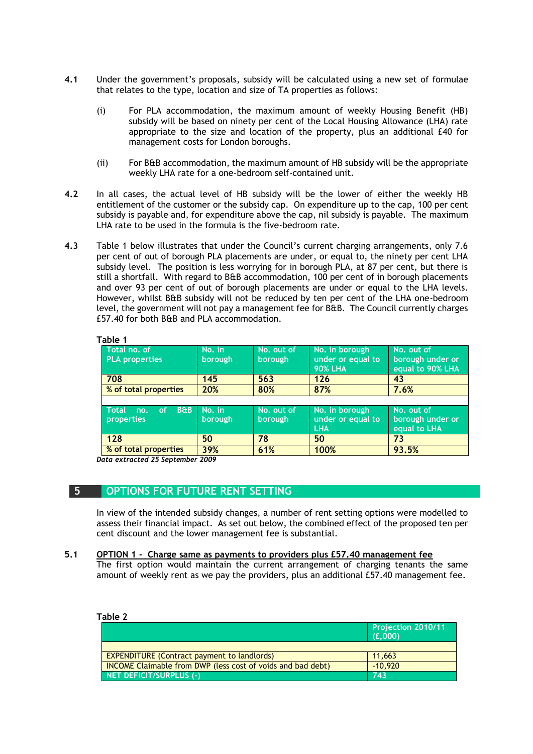**4.1** Under the government's proposals, subsidy will be calculated using a new set of formulae that relates to the type, location and size of TA properties as follows:

(i) For PLA accommodation, the maximum amount of weekly Housing Benefit (HB) subsidy will be based on ninety per cent of the Local Housing Allowance (LHA) rate appropriate to the size and location of the property, plus an additional £40 for management costs for London boroughs.

(ii) For B&B accommodation, the maximum amount of HB subsidy will be the appropriate weekly LHA rate for a one-bedroom self-contained unit.

**4.2** In all cases, the actual level of HB subsidy will be the lower of either the weekly HB entitlement of the customer or the subsidy cap. On expenditure up to the cap, 100 per cent subsidy is payable and, for expenditure above the cap, nil subsidy is payable. The maximum LHA rate to be used in the formula is the five-bedroom rate.

**4.3** Table 1 below illustrates that under the Council's current charging arrangements, only 7.6 per cent of out of borough PLA placements are under, or equal to, the ninety per cent LHA subsidy level. The position is less worrying for in borough PLA, at 87 per cent, but there is still a shortfall. With regard to B&B accommodation, 100 per cent of in borough placements and over 93 per cent of out of borough placements are under or equal to the LHA levels. However, whilst B&B subsidy will not be reduced by ten per cent of the LHA one-bedroom level, the government will not pay a management fee for B&B. The Council currently charges £57.40 for both B&B and PLA accommodation.

**Table 1**

| Total no. of PLA properties | No. in borough | No. out of borough | No. in borough under or equal to 90% LHA | No. out of borough under or equal to 90% LHA |
|---|---|---|---|---|
| 708 | 145 | 563 | 126 | 43 |
| % of total properties | 20% | 80% | 87% | 7.6% |
| | | | | |
| **Total no. of B&B properties** | **No. in borough** | **No. out of borough** | **No. in borough under or equal to LHA** | **No. out of borough under or equal to LHA** |
| 128 | 50 | 78 | 50 | 73 |
| % of total properties | 39% | 61% | 100% | 93.5% |

*Data extracted 25 September 2009*

## 5 OPTIONS FOR FUTURE RENT SETTING

In view of the intended subsidy changes, a number of rent setting options were modelled to assess their financial impact. As set out below, the combined effect of the proposed ten per cent discount and the lower management fee is substantial.

**5.1** <u>**OPTION 1 - Charge same as payments to providers plus £57.40 management fee**</u>
The first option would maintain the current arrangement of charging tenants the same amount of weekly rent as we pay the providers, plus an additional £57.40 management fee.

**Table 2**

| | Projection 2010/11 (£,000) |
|---|---|
| | |
| EXPENDITURE (Contract payment to landlords) | 11,663 |
| INCOME Claimable from DWP (less cost of voids and bad debt) | -10,920 |
| NET DEFICIT/SURPLUS (-) | 743 |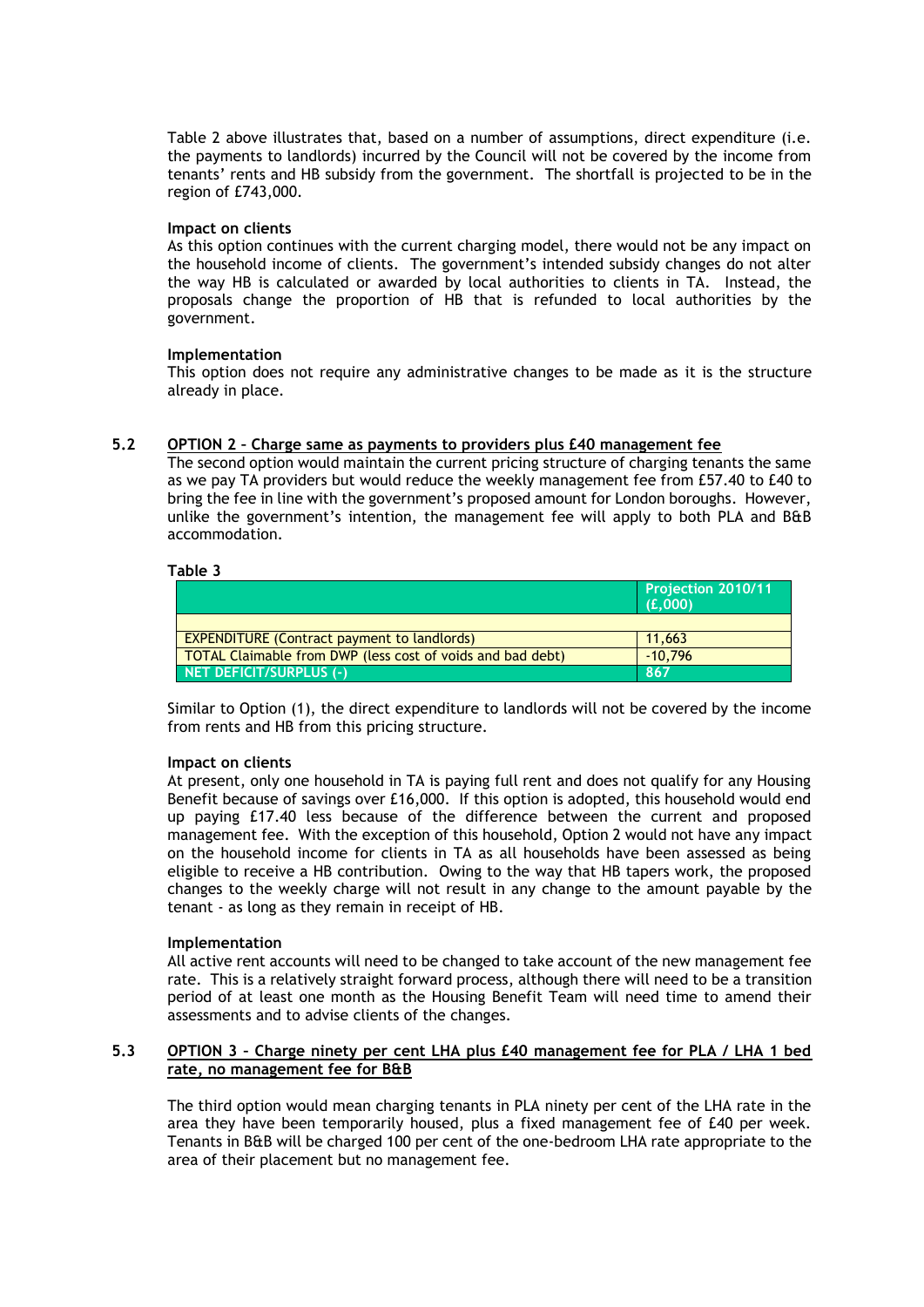Table 2 above illustrates that, based on a number of assumptions, direct expenditure (i.e. the payments to landlords) incurred by the Council will not be covered by the income from tenants' rents and HB subsidy from the government. The shortfall is projected to be in the region of £743,000.

**Impact on clients**

As this option continues with the current charging model, there would not be any impact on the household income of clients. The government's intended subsidy changes do not alter the way HB is calculated or awarded by local authorities to clients in TA. Instead, the proposals change the proportion of HB that is refunded to local authorities by the government.

**Implementation**

This option does not require any administrative changes to be made as it is the structure already in place.

### 5.2 OPTION 2 – Charge same as payments to providers plus £40 management fee

The second option would maintain the current pricing structure of charging tenants the same as we pay TA providers but would reduce the weekly management fee from £57.40 to £40 to bring the fee in line with the government's proposed amount for London boroughs. However, unlike the government's intention, the management fee will apply to both PLA and B&B accommodation.

**Table 3**

| | Projection 2010/11 (£,000) |
|---|---|
| | |
| EXPENDITURE (Contract payment to landlords) | 11,663 |
| TOTAL Claimable from DWP (less cost of voids and bad debt) | -10,796 |
| NET DEFICIT/SURPLUS (-) | 867 |

Similar to Option (1), the direct expenditure to landlords will not be covered by the income from rents and HB from this pricing structure.

**Impact on clients**

At present, only one household in TA is paying full rent and does not qualify for any Housing Benefit because of savings over £16,000. If this option is adopted, this household would end up paying £17.40 less because of the difference between the current and proposed management fee. With the exception of this household, Option 2 would not have any impact on the household income for clients in TA as all households have been assessed as being eligible to receive a HB contribution. Owing to the way that HB tapers work, the proposed changes to the weekly charge will not result in any change to the amount payable by the tenant - as long as they remain in receipt of HB.

**Implementation**

All active rent accounts will need to be changed to take account of the new management fee rate. This is a relatively straight forward process, although there will need to be a transition period of at least one month as the Housing Benefit Team will need time to amend their assessments and to advise clients of the changes.

### 5.3 OPTION 3 – Charge ninety per cent LHA plus £40 management fee for PLA / LHA 1 bed rate, no management fee for B&B

The third option would mean charging tenants in PLA ninety per cent of the LHA rate in the area they have been temporarily housed, plus a fixed management fee of £40 per week. Tenants in B&B will be charged 100 per cent of the one-bedroom LHA rate appropriate to the area of their placement but no management fee.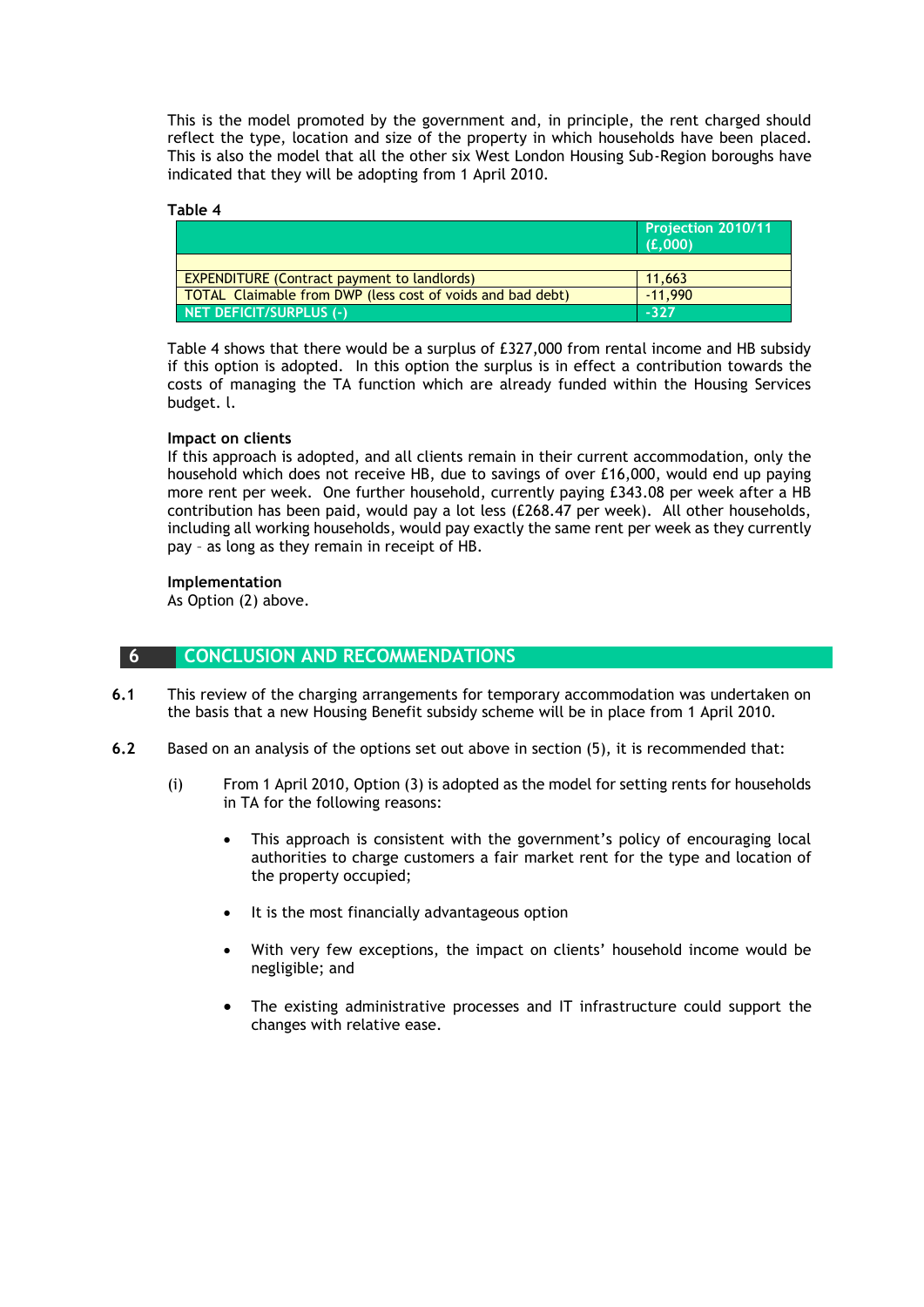This is the model promoted by the government and, in principle, the rent charged should reflect the type, location and size of the property in which households have been placed. This is also the model that all the other six West London Housing Sub-Region boroughs have indicated that they will be adopting from 1 April 2010.

**Table 4**

| | Projection 2010/11 (£,000) |
|---|---|
| | |
| EXPENDITURE (Contract payment to landlords) | 11,663 |
| TOTAL Claimable from DWP (less cost of voids and bad debt) | -11,990 |
| NET DEFICIT/SURPLUS (-) | -327 |

Table 4 shows that there would be a surplus of £327,000 from rental income and HB subsidy if this option is adopted. In this option the surplus is in effect a contribution towards the costs of managing the TA function which are already funded within the Housing Services budget. l.

**Impact on clients**
If this approach is adopted, and all clients remain in their current accommodation, only the household which does not receive HB, due to savings of over £16,000, would end up paying more rent per week. One further household, currently paying £343.08 per week after a HB contribution has been paid, would pay a lot less (£268.47 per week). All other households, including all working households, would pay exactly the same rent per week as they currently pay – as long as they remain in receipt of HB.

**Implementation**
As Option (2) above.

## 6 CONCLUSION AND RECOMMENDATIONS

**6.1** This review of the charging arrangements for temporary accommodation was undertaken on the basis that a new Housing Benefit subsidy scheme will be in place from 1 April 2010.

**6.2** Based on an analysis of the options set out above in section (5), it is recommended that:

(i) From 1 April 2010, Option (3) is adopted as the model for setting rents for households in TA for the following reasons:

- This approach is consistent with the government's policy of encouraging local authorities to charge customers a fair market rent for the type and location of the property occupied;
- It is the most financially advantageous option
- With very few exceptions, the impact on clients' household income would be negligible; and
- The existing administrative processes and IT infrastructure could support the changes with relative ease.